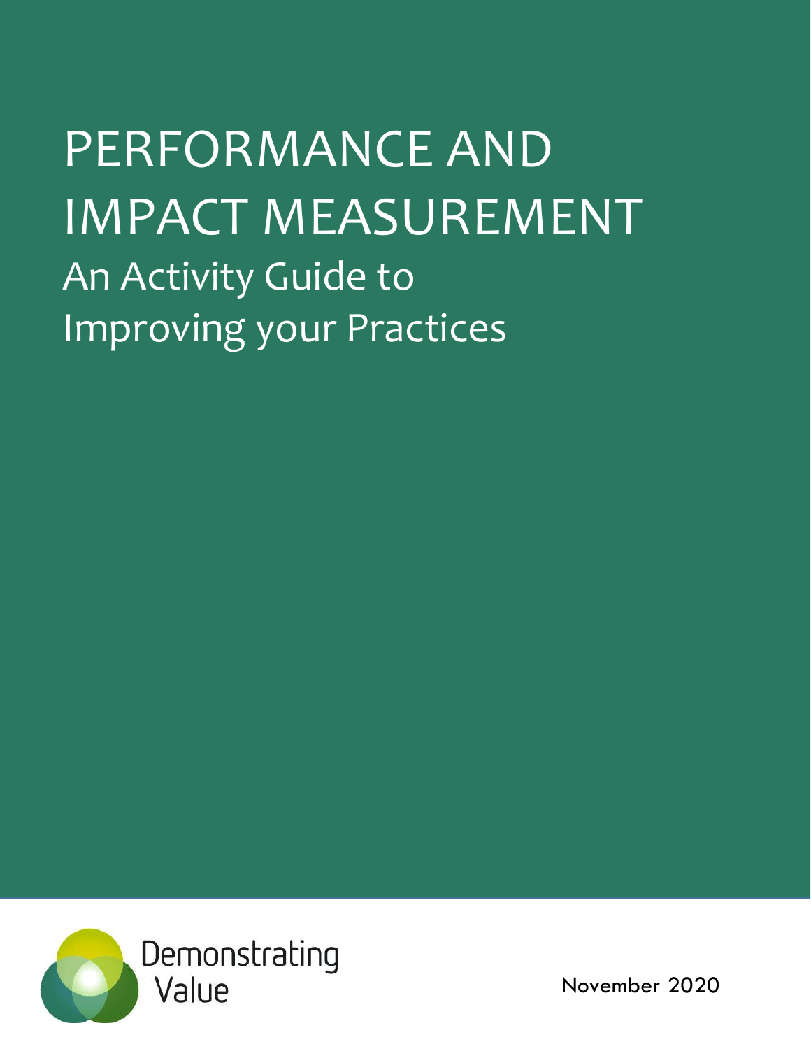# PERFORMANCE AND IMPACT MEASUREMENT

## An Activity Guide to Improving your Practices

Demonstrating Value

November 2020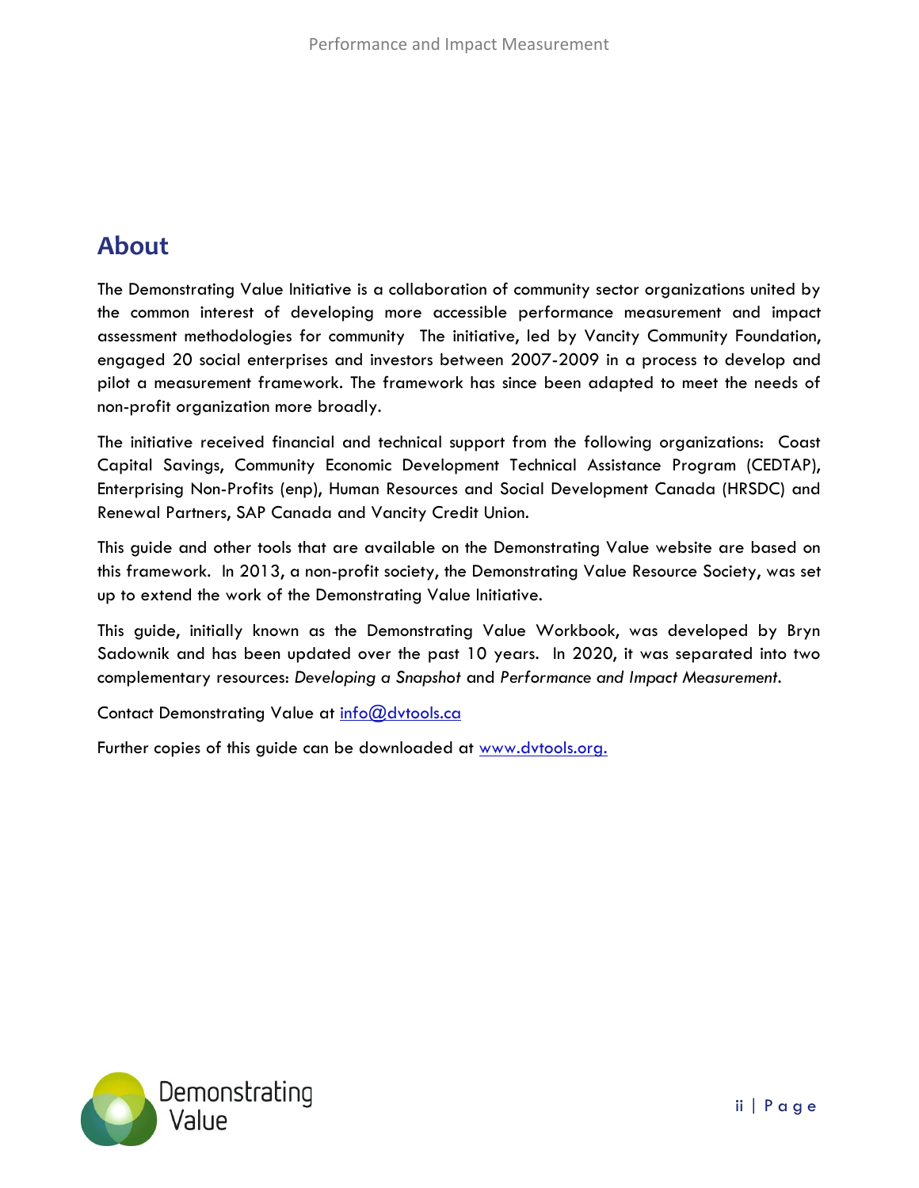## About

The Demonstrating Value Initiative is a collaboration of community sector organizations united by the common interest of developing more accessible performance measurement and impact assessment methodologies for community  The initiative, led by Vancity Community Foundation, engaged 20 social enterprises and investors between 2007-2009 in a process to develop and pilot a measurement framework. The framework has since been adapted to meet the needs of non-profit organization more broadly.

The initiative received financial and technical support from the following organizations:  Coast Capital Savings, Community Economic Development Technical Assistance Program (CEDTAP), Enterprising Non-Profits (enp), Human Resources and Social Development Canada (HRSDC) and Renewal Partners, SAP Canada and Vancity Credit Union.

This guide and other tools that are available on the Demonstrating Value website are based on this framework.  In 2013, a non-profit society, the Demonstrating Value Resource Society, was set up to extend the work of the Demonstrating Value Initiative.

This guide, initially known as the Demonstrating Value Workbook, was developed by Bryn Sadownik and has been updated over the past 10 years.  In 2020, it was separated into two complementary resources: *Developing a Snapshot* and *Performance and Impact Measurement.*

Contact Demonstrating Value at info@dvtools.ca

Further copies of this guide can be downloaded at www.dvtools.org.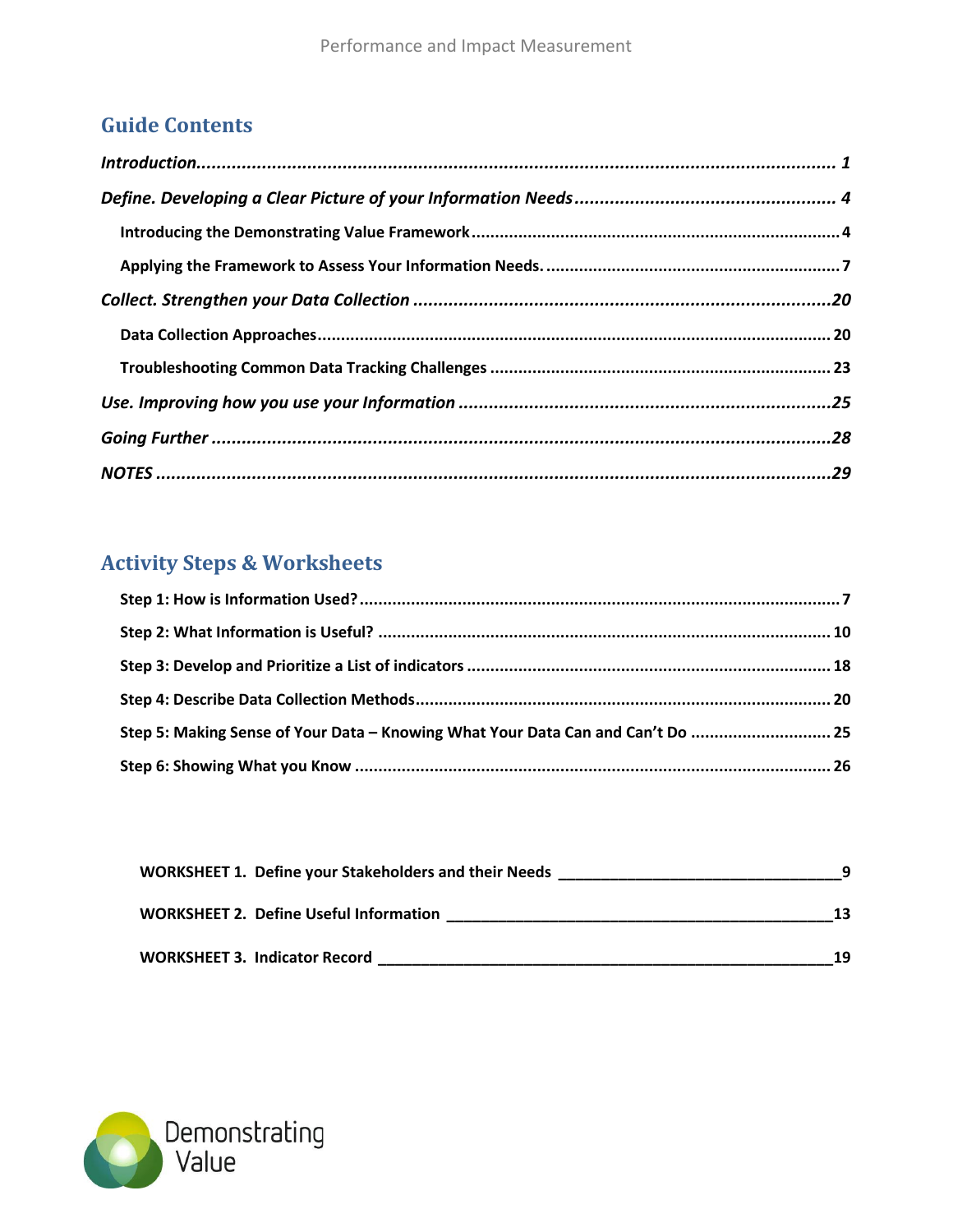## Guide Contents

*Introduction* ........ 1

*Define. Developing a Clear Picture of your Information Needs* ........ 4

- Introducing the Demonstrating Value Framework ........ 4
- Applying the Framework to Assess Your Information Needs. ........ 7

*Collect. Strengthen your Data Collection* ........ 20

- Data Collection Approaches ........ 20
- Troubleshooting Common Data Tracking Challenges ........ 23

*Use. Improving how you use your Information* ........ 25

*Going Further* ........ 28

*NOTES* ........ 29

## Activity Steps & Worksheets

**Step 1: How is Information Used?** ........ 7

**Step 2: What Information is Useful?** ........ 10

**Step 3: Develop and Prioritize a List of indicators** ........ 18

**Step 4: Describe Data Collection Methods** ........ 20

**Step 5: Making Sense of Your Data – Knowing What Your Data Can and Can't Do** ........ 25

**Step 6: Showing What you Know** ........ 26

**WORKSHEET 1. Define your Stakeholders and their Needs** ________ 9

**WORKSHEET 2. Define Useful Information** ________ 13

**WORKSHEET 3. Indicator Record** ________ 19

Demonstrating Value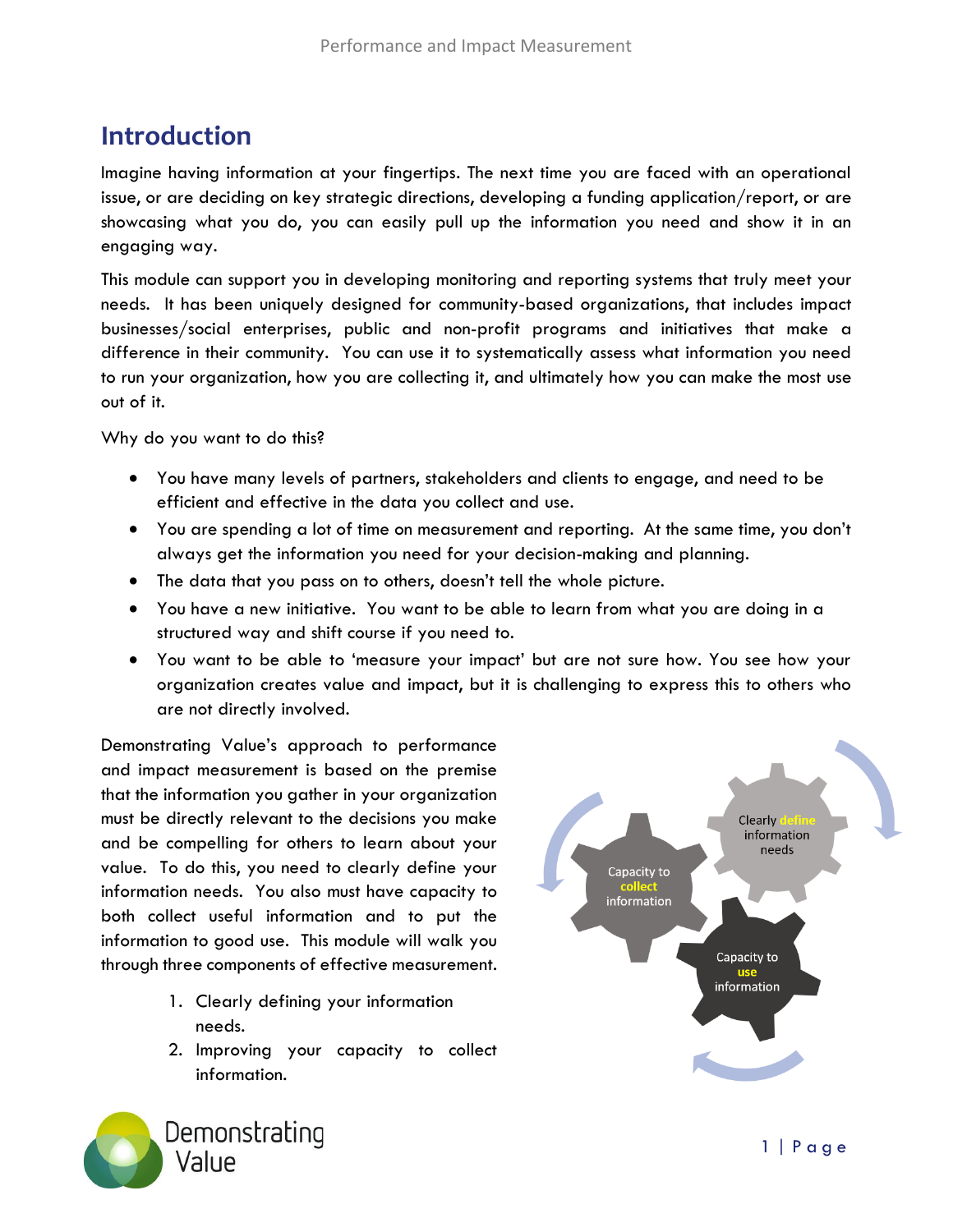# Introduction

Imagine having information at your fingertips. The next time you are faced with an operational issue, or are deciding on key strategic directions, developing a funding application/report, or are showcasing what you do, you can easily pull up the information you need and show it in an engaging way.

This module can support you in developing monitoring and reporting systems that truly meet your needs. It has been uniquely designed for community-based organizations, that includes impact businesses/social enterprises, public and non-profit programs and initiatives that make a difference in their community. You can use it to systematically assess what information you need to run your organization, how you are collecting it, and ultimately how you can make the most use out of it.

Why do you want to do this?

- You have many levels of partners, stakeholders and clients to engage, and need to be efficient and effective in the data you collect and use.
- You are spending a lot of time on measurement and reporting. At the same time, you don't always get the information you need for your decision-making and planning.
- The data that you pass on to others, doesn't tell the whole picture.
- You have a new initiative. You want to be able to learn from what you are doing in a structured way and shift course if you need to.
- You want to be able to 'measure your impact' but are not sure how. You see how your organization creates value and impact, but it is challenging to express this to others who are not directly involved.

Demonstrating Value's approach to performance and impact measurement is based on the premise that the information you gather in your organization must be directly relevant to the decisions you make and be compelling for others to learn about your value. To do this, you need to clearly define your information needs. You also must have capacity to both collect useful information and to put the information to good use. This module will walk you through three components of effective measurement.

1. Clearly defining your information needs.
2. Improving your capacity to collect information.

Clearly define information needs

Capacity to collect information

Capacity to use information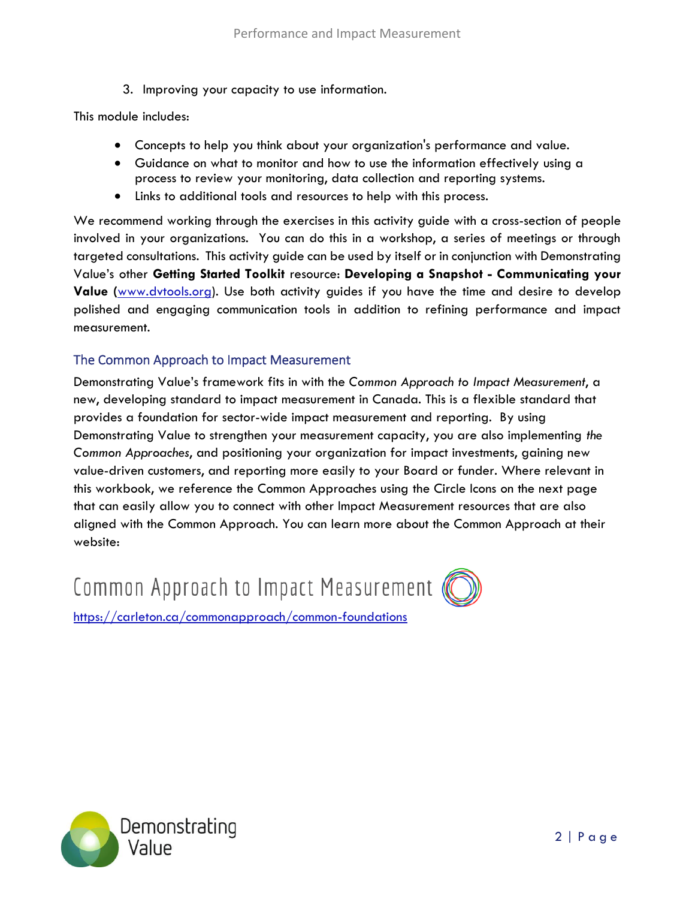3. Improving your capacity to use information.

This module includes:

- Concepts to help you think about your organization's performance and value.
- Guidance on what to monitor and how to use the information effectively using a process to review your monitoring, data collection and reporting systems.
- Links to additional tools and resources to help with this process.

We recommend working through the exercises in this activity guide with a cross-section of people involved in your organizations. You can do this in a workshop, a series of meetings or through targeted consultations. This activity guide can be used by itself or in conjunction with Demonstrating Value's other **Getting Started Toolkit** resource: **Developing a Snapshot - Communicating your Value** ([www.dvtools.org](www.dvtools.org)). Use both activity guides if you have the time and desire to develop polished and engaging communication tools in addition to refining performance and impact measurement.

## The Common Approach to Impact Measurement

Demonstrating Value's framework fits in with the C*ommon Approach to Impact Measurement*, a new, developing standard to impact measurement in Canada. This is a flexible standard that provides a foundation for sector-wide impact measurement and reporting. By using Demonstrating Value to strengthen your measurement capacity, you are also implementing *the Common Approaches*, and positioning your organization for impact investments, gaining new value-driven customers, and reporting more easily to your Board or funder. Where relevant in this workbook, we reference the Common Approaches using the Circle Icons on the next page that can easily allow you to connect with other Impact Measurement resources that are also aligned with the Common Approach. You can learn more about the Common Approach at their website:

Common Approach to Impact Measurement

[https://carleton.ca/commonapproach/common-foundations](https://carleton.ca/commonapproach/common-foundations)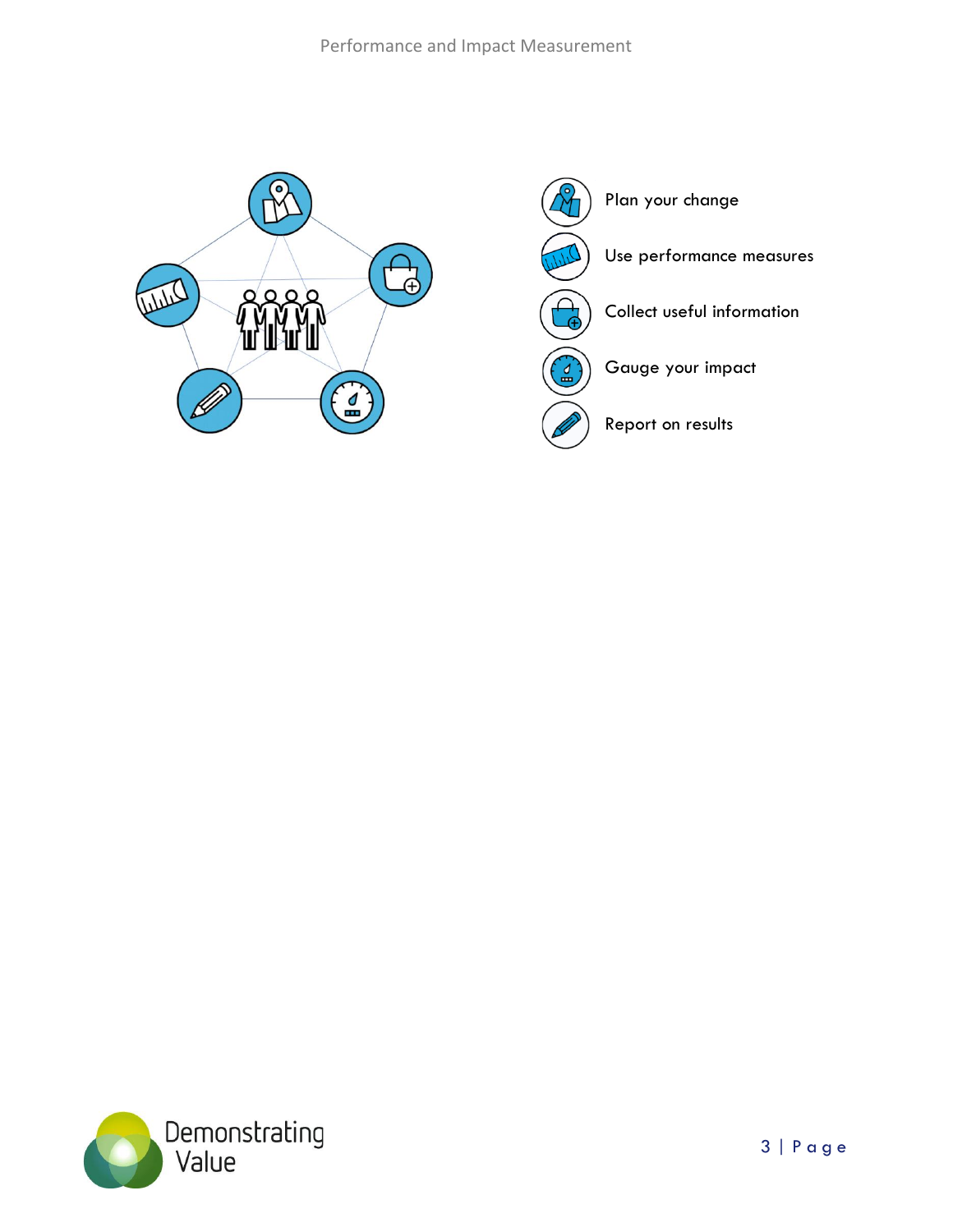- Plan your change
- Use performance measures
- Collect useful information
- Gauge your impact
- Report on results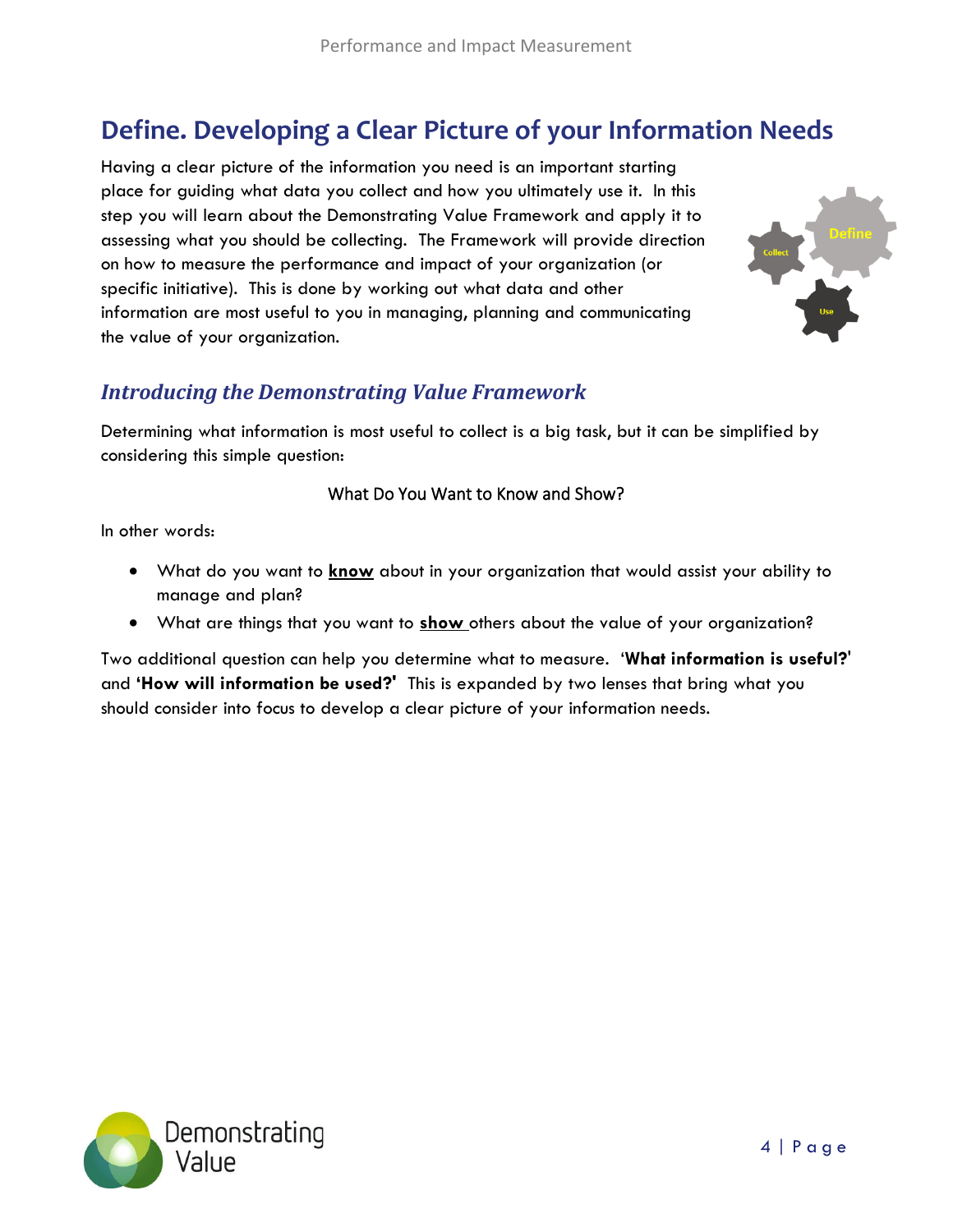# Define. Developing a Clear Picture of your Information Needs

Having a clear picture of the information you need is an important starting place for guiding what data you collect and how you ultimately use it. In this step you will learn about the Demonstrating Value Framework and apply it to assessing what you should be collecting. The Framework will provide direction on how to measure the performance and impact of your organization (or specific initiative). This is done by working out what data and other information are most useful to you in managing, planning and communicating the value of your organization.

## *Introducing the Demonstrating Value Framework*

Determining what information is most useful to collect is a big task, but it can be simplified by considering this simple question:

What Do You Want to Know and Show?

In other words:

- What do you want to **know** about in your organization that would assist your ability to manage and plan?
- What are things that you want to **show** others about the value of your organization?

Two additional question can help you determine what to measure. '**What information is useful?'** and **'How will information be used?'** This is expanded by two lenses that bring what you should consider into focus to develop a clear picture of your information needs.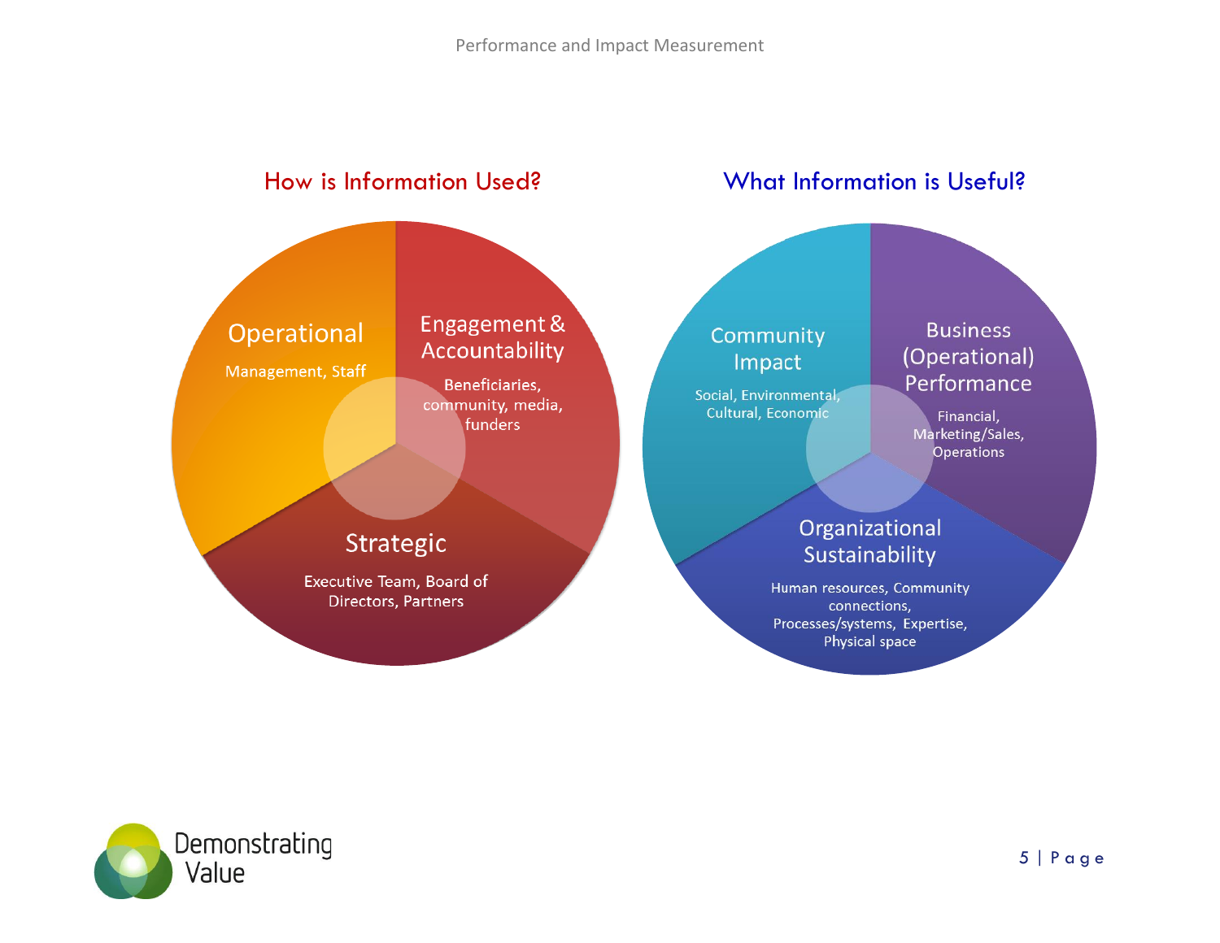## How is Information Used?

**Operational**

Management, Staff

**Engagement & Accountability**

Beneficiaries, community, media, funders

**Strategic**

Executive Team, Board of Directors, Partners

## What Information is Useful?

**Community Impact**

Social, Environmental, Cultural, Economic

**Business (Operational) Performance**

Financial, Marketing/Sales, Operations

**Organizational Sustainability**

Human resources, Community connections, Processes/systems, Expertise, Physical space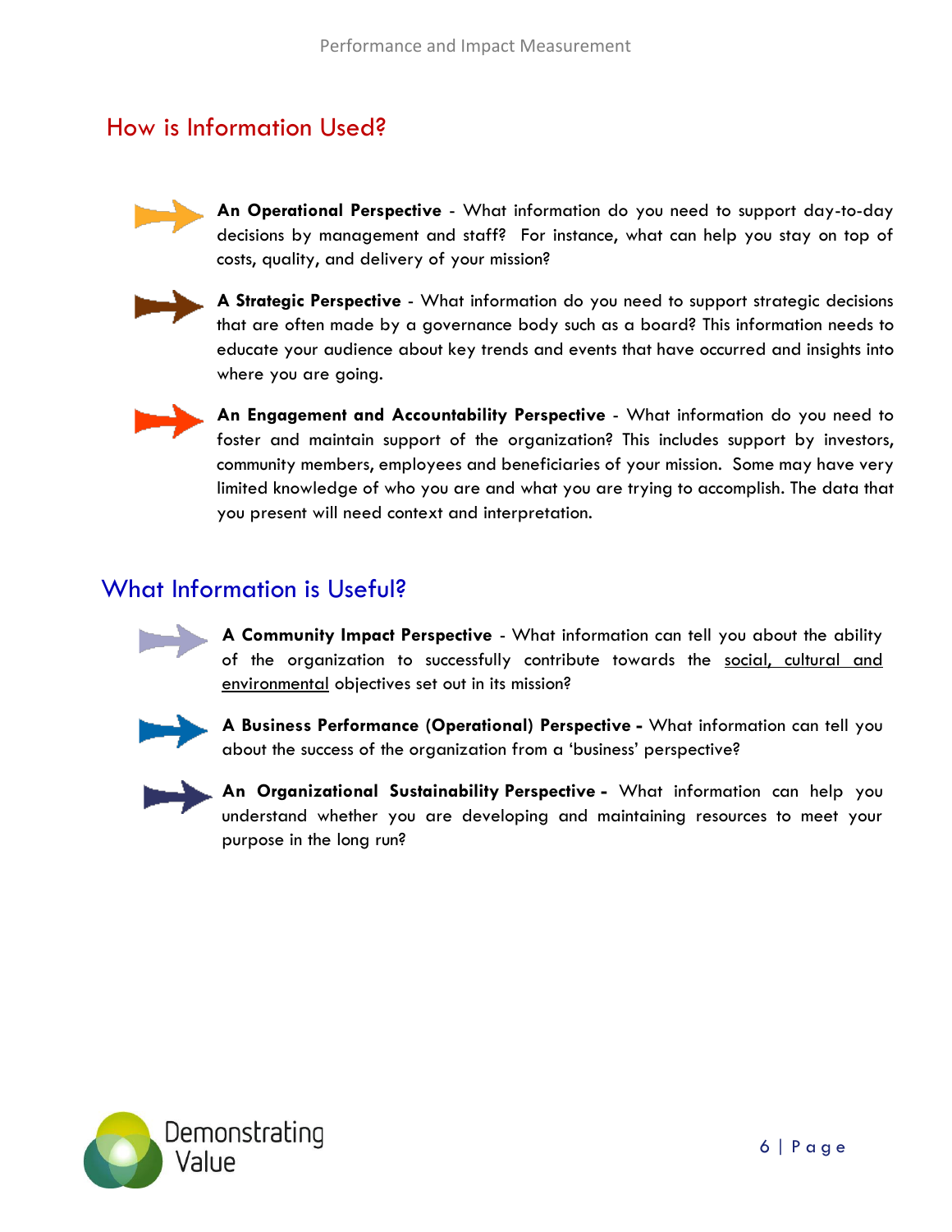## How is Information Used?

**An Operational Perspective** - What information do you need to support day-to-day decisions by management and staff? For instance, what can help you stay on top of costs, quality, and delivery of your mission?

**A Strategic Perspective** - What information do you need to support strategic decisions that are often made by a governance body such as a board? This information needs to educate your audience about key trends and events that have occurred and insights into where you are going.

**An Engagement and Accountability Perspective** - What information do you need to foster and maintain support of the organization? This includes support by investors, community members, employees and beneficiaries of your mission. Some may have very limited knowledge of who you are and what you are trying to accomplish. The data that you present will need context and interpretation.

## What Information is Useful?

**A Community Impact Perspective** - What information can tell you about the ability of the organization to successfully contribute towards the social, cultural and environmental objectives set out in its mission?

**A Business Performance (Operational) Perspective -** What information can tell you about the success of the organization from a 'business' perspective?

**An Organizational Sustainability Perspective -** What information can help you understand whether you are developing and maintaining resources to meet your purpose in the long run?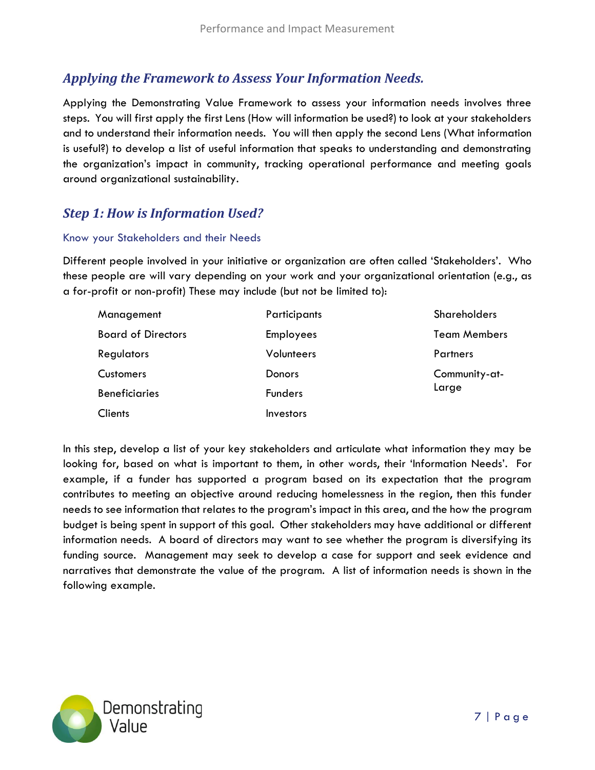## *Applying the Framework to Assess Your Information Needs.*

Applying the Demonstrating Value Framework to assess your information needs involves three steps. You will first apply the first Lens (How will information be used?) to look at your stakeholders and to understand their information needs. You will then apply the second Lens (What information is useful?) to develop a list of useful information that speaks to understanding and demonstrating the organization's impact in community, tracking operational performance and meeting goals around organizational sustainability.

## *Step 1: How is Information Used?*

### Know your Stakeholders and their Needs

Different people involved in your initiative or organization are often called 'Stakeholders'. Who these people are will vary depending on your work and your organizational orientation (e.g., as a for-profit or non-profit) These may include (but not be limited to):

| | | |
|---|---|---|
| Management | Participants | Shareholders |
| Board of Directors | Employees | Team Members |
| Regulators | Volunteers | Partners |
| Customers | Donors | Community-at-Large |
| Beneficiaries | Funders | |
| Clients | Investors | |

In this step, develop a list of your key stakeholders and articulate what information they may be looking for, based on what is important to them, in other words, their 'Information Needs'. For example, if a funder has supported a program based on its expectation that the program contributes to meeting an objective around reducing homelessness in the region, then this funder needs to see information that relates to the program's impact in this area, and the how the program budget is being spent in support of this goal. Other stakeholders may have additional or different information needs. A board of directors may want to see whether the program is diversifying its funding source. Management may seek to develop a case for support and seek evidence and narratives that demonstrate the value of the program. A list of information needs is shown in the following example.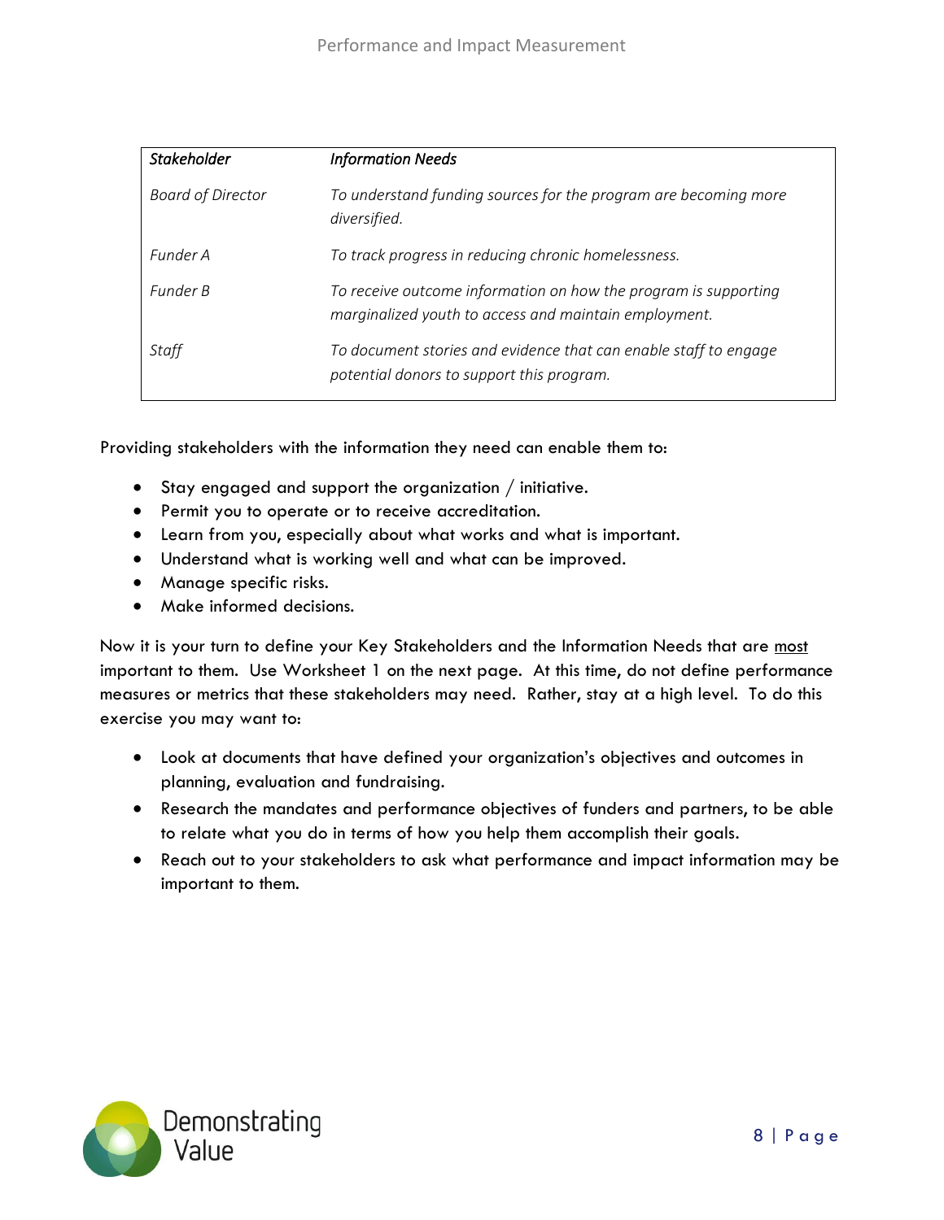| *Stakeholder* | *Information Needs* |
|---|---|
| *Board of Director* | *To understand funding sources for the program are becoming more diversified.* |
| *Funder A* | *To track progress in reducing chronic homelessness.* |
| *Funder B* | *To receive outcome information on how the program is supporting marginalized youth to access and maintain employment.* |
| *Staff* | *To document stories and evidence that can enable staff to engage potential donors to support this program.* |

Providing stakeholders with the information they need can enable them to:

- Stay engaged and support the organization / initiative.
- Permit you to operate or to receive accreditation.
- Learn from you, especially about what works and what is important.
- Understand what is working well and what can be improved.
- Manage specific risks.
- Make informed decisions.

Now it is your turn to define your Key Stakeholders and the Information Needs that are <u>most</u> important to them. Use Worksheet 1 on the next page. At this time, do not define performance measures or metrics that these stakeholders may need. Rather, stay at a high level. To do this exercise you may want to:

- Look at documents that have defined your organization's objectives and outcomes in planning, evaluation and fundraising.
- Research the mandates and performance objectives of funders and partners, to be able to relate what you do in terms of how you help them accomplish their goals.
- Reach out to your stakeholders to ask what performance and impact information may be important to them.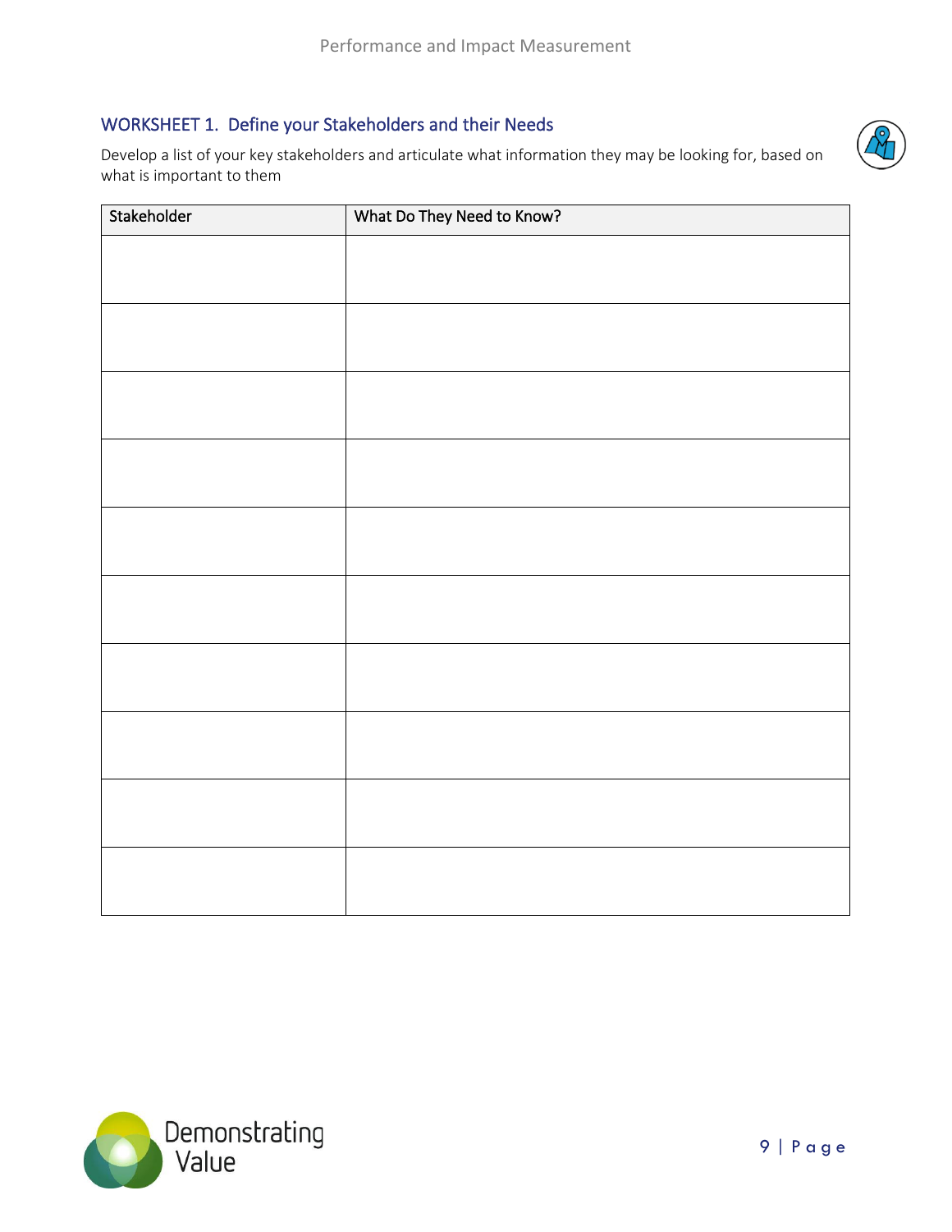## WORKSHEET 1. Define your Stakeholders and their Needs

Develop a list of your key stakeholders and articulate what information they may be looking for, based on what is important to them

| Stakeholder | What Do They Need to Know? |
| --- | --- |
| | |
| | |
| | |
| | |
| | |
| | |
| | |
| | |
| | |
| | |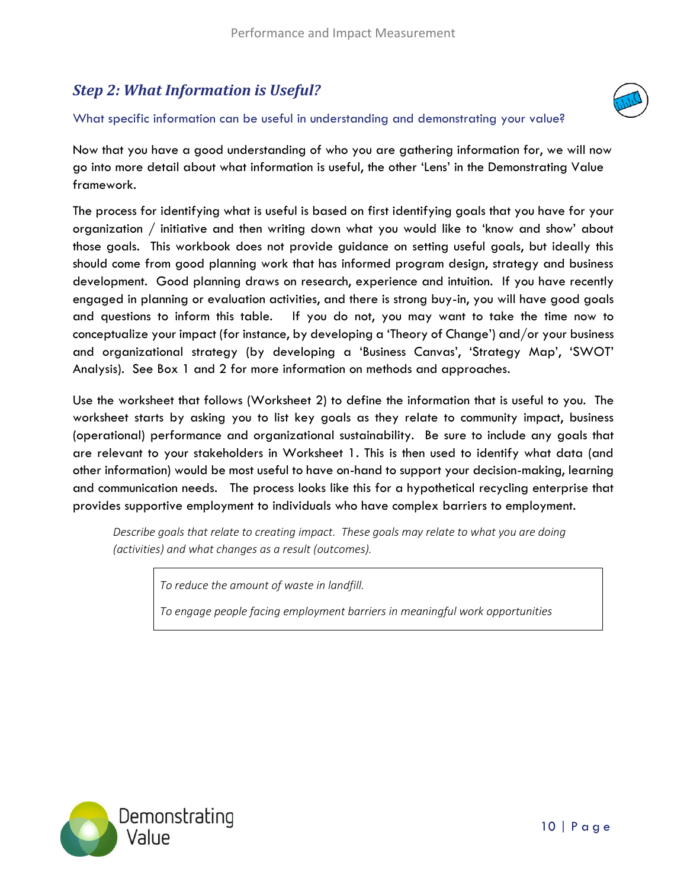## *Step 2: What Information is Useful?*

What specific information can be useful in understanding and demonstrating your value?

Now that you have a good understanding of who you are gathering information for, we will now go into more detail about what information is useful, the other 'Lens' in the Demonstrating Value framework.

The process for identifying what is useful is based on first identifying goals that you have for your organization / initiative and then writing down what you would like to 'know and show' about those goals. This workbook does not provide guidance on setting useful goals, but ideally this should come from good planning work that has informed program design, strategy and business development. Good planning draws on research, experience and intuition. If you have recently engaged in planning or evaluation activities, and there is strong buy-in, you will have good goals and questions to inform this table. If you do not, you may want to take the time now to conceptualize your impact (for instance, by developing a 'Theory of Change') and/or your business and organizational strategy (by developing a 'Business Canvas', 'Strategy Map', 'SWOT' Analysis). See Box 1 and 2 for more information on methods and approaches.

Use the worksheet that follows (Worksheet 2) to define the information that is useful to you. The worksheet starts by asking you to list key goals as they relate to community impact, business (operational) performance and organizational sustainability. Be sure to include any goals that are relevant to your stakeholders in Worksheet 1. This is then used to identify what data (and other information) would be most useful to have on-hand to support your decision-making, learning and communication needs. The process looks like this for a hypothetical recycling enterprise that provides supportive employment to individuals who have complex barriers to employment.

*Describe goals that relate to creating impact. These goals may relate to what you are doing (activities) and what changes as a result (outcomes).*

> *To reduce the amount of waste in landfill.*
>
> *To engage people facing employment barriers in meaningful work opportunities*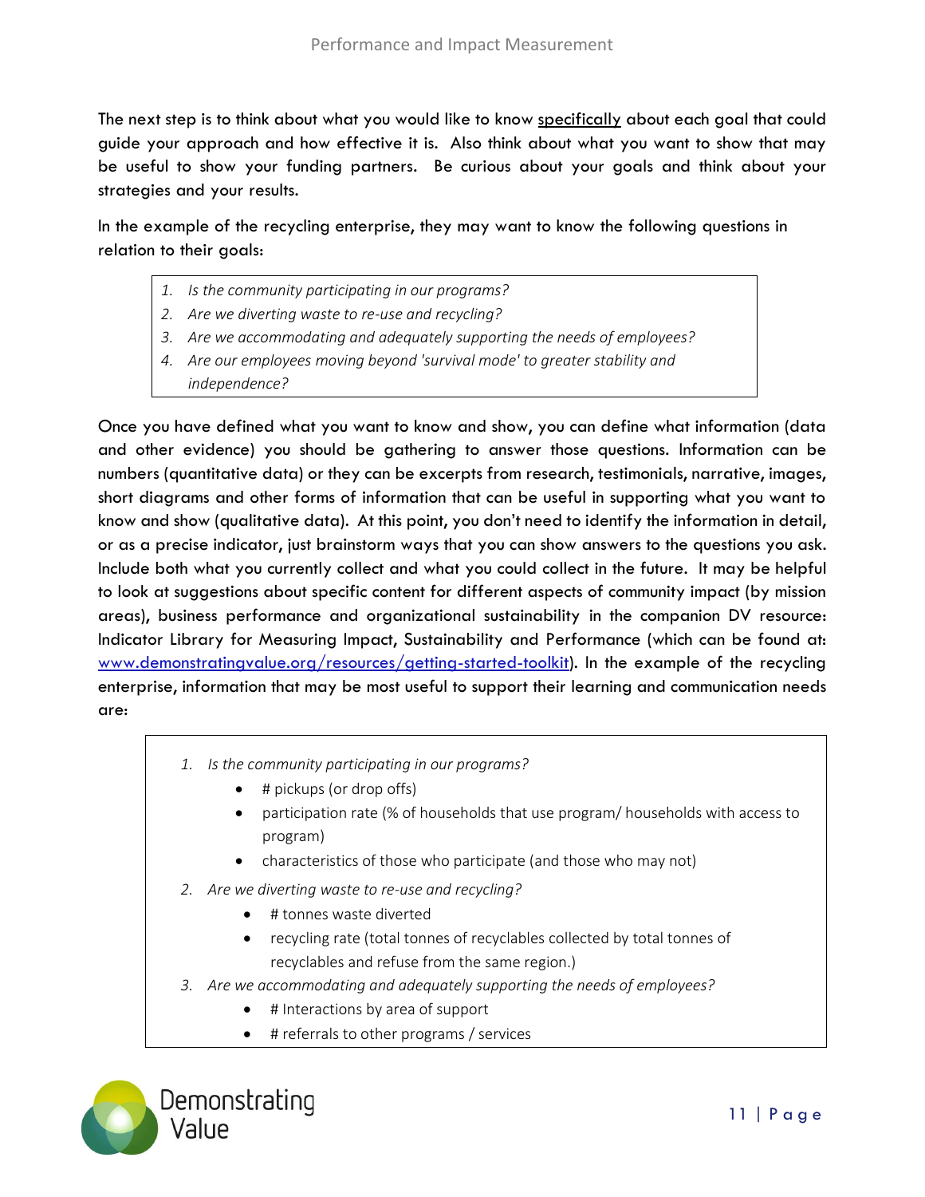The next step is to think about what you would like to know <u>specifically</u> about each goal that could guide your approach and how effective it is. Also think about what you want to show that may be useful to show your funding partners. Be curious about your goals and think about your strategies and your results.

In the example of the recycling enterprise, they may want to know the following questions in relation to their goals:

> 1. *Is the community participating in our programs?*
> 2. *Are we diverting waste to re-use and recycling?*
> 3. *Are we accommodating and adequately supporting the needs of employees?*
> 4. *Are our employees moving beyond 'survival mode' to greater stability and independence?*

Once you have defined what you want to know and show, you can define what information (data and other evidence) you should be gathering to answer those questions. Information can be numbers (quantitative data) or they can be excerpts from research, testimonials, narrative, images, short diagrams and other forms of information that can be useful in supporting what you want to know and show (qualitative data). At this point, you don't need to identify the information in detail, or as a precise indicator, just brainstorm ways that you can show answers to the questions you ask. Include both what you currently collect and what you could collect in the future. It may be helpful to look at suggestions about specific content for different aspects of community impact (by mission areas), business performance and organizational sustainability in the companion DV resource: Indicator Library for Measuring Impact, Sustainability and Performance (which can be found at: [www.demonstratingvalue.org/resources/getting-started-toolkit](http://www.demonstratingvalue.org/resources/getting-started-toolkit)). In the example of the recycling enterprise, information that may be most useful to support their learning and communication needs are:

> 1. *Is the community participating in our programs?*
>     - # pickups (or drop offs)
>     - participation rate (% of households that use program/ households with access to program)
>     - characteristics of those who participate (and those who may not)
> 2. *Are we diverting waste to re-use and recycling?*
>     - # tonnes waste diverted
>     - recycling rate (total tonnes of recyclables collected by total tonnes of recyclables and refuse from the same region.)
> 3. *Are we accommodating and adequately supporting the needs of employees?*
>     - # Interactions by area of support
>     - # referrals to other programs / services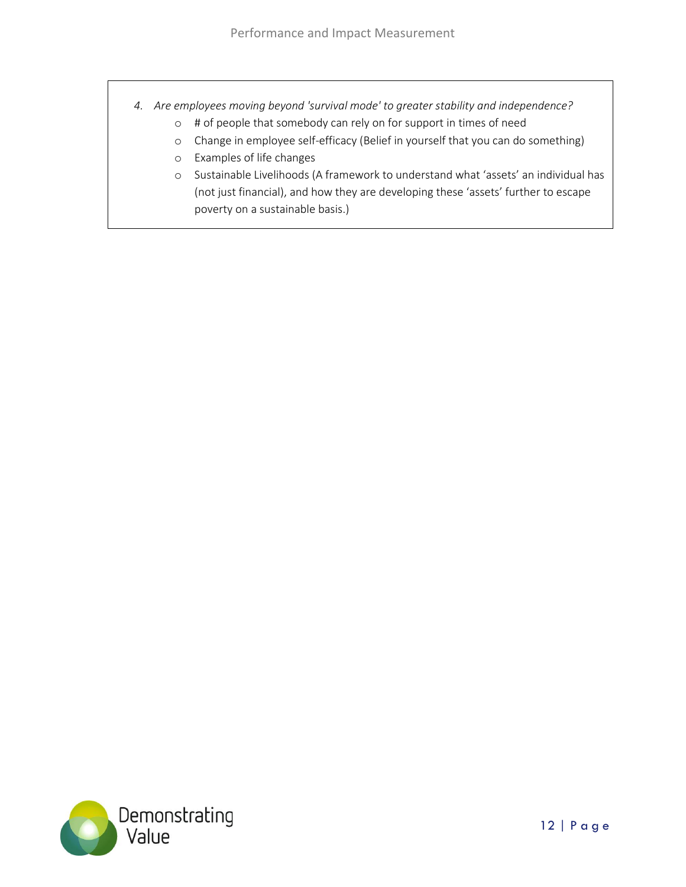4. *Are employees moving beyond 'survival mode' to greater stability and independence?*
    - # of people that somebody can rely on for support in times of need
    - Change in employee self-efficacy (Belief in yourself that you can do something)
    - Examples of life changes
    - Sustainable Livelihoods (A framework to understand what 'assets' an individual has (not just financial), and how they are developing these 'assets' further to escape poverty on a sustainable basis.)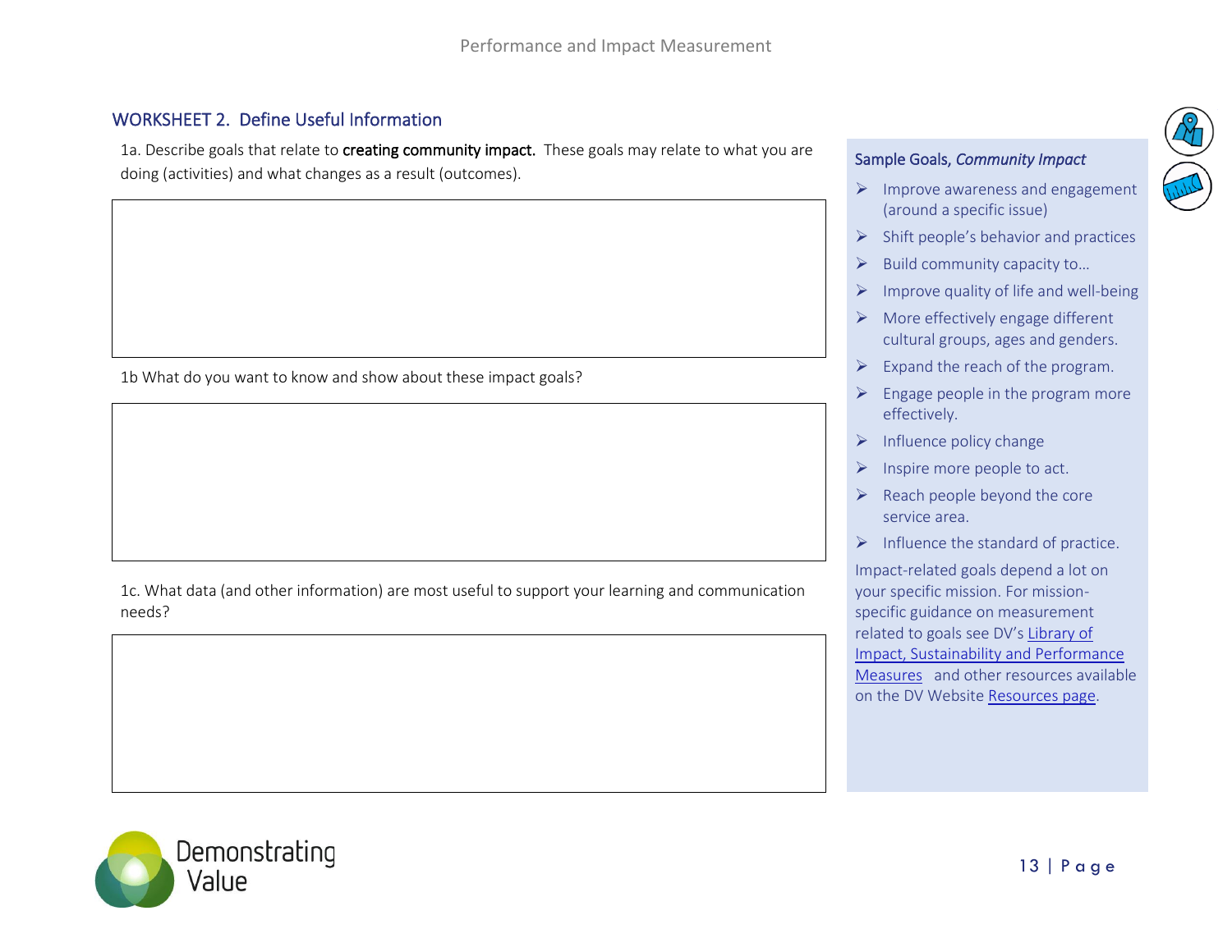## WORKSHEET 2. Define Useful Information

1a. Describe goals that relate to **creating community impact.** These goals may relate to what you are doing (activities) and what changes as a result (outcomes).

1b What do you want to know and show about these impact goals?

1c. What data (and other information) are most useful to support your learning and communication needs?

### Sample Goals, *Community Impact*

- Improve awareness and engagement (around a specific issue)
- Shift people's behavior and practices
- Build community capacity to…
- Improve quality of life and well-being
- More effectively engage different cultural groups, ages and genders.
- Expand the reach of the program.
- Engage people in the program more effectively.
- Influence policy change
- Inspire more people to act.
- Reach people beyond the core service area.
- Influence the standard of practice.

Impact-related goals depend a lot on your specific mission. For mission-specific guidance on measurement related to goals see DV's Library of Impact, Sustainability and Performance Measures and other resources available on the DV Website Resources page.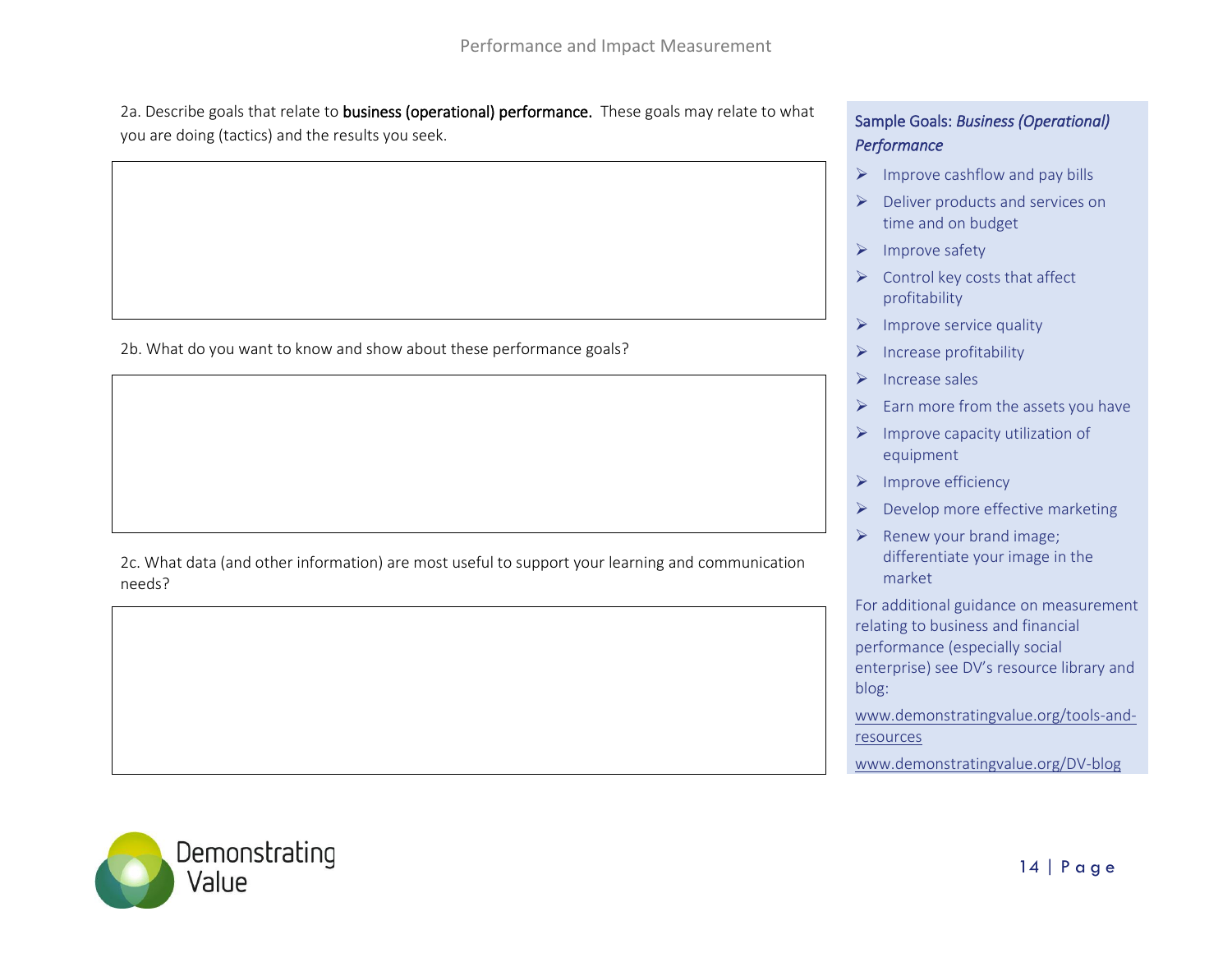2a. Describe goals that relate to **business (operational) performance.** These goals may relate to what you are doing (tactics) and the results you seek.

2b. What do you want to know and show about these performance goals?

2c. What data (and other information) are most useful to support your learning and communication needs?

Sample Goals: *Business (Operational) Performance*

- Improve cashflow and pay bills
- Deliver products and services on time and on budget
- Improve safety
- Control key costs that affect profitability
- Improve service quality
- Increase profitability
- Increase sales
- Earn more from the assets you have
- Improve capacity utilization of equipment
- Improve efficiency
- Develop more effective marketing
- Renew your brand image; differentiate your image in the market

For additional guidance on measurement relating to business and financial performance (especially social enterprise) see DV's resource library and blog:

www.demonstratingvalue.org/tools-and-resources

www.demonstratingvalue.org/DV-blog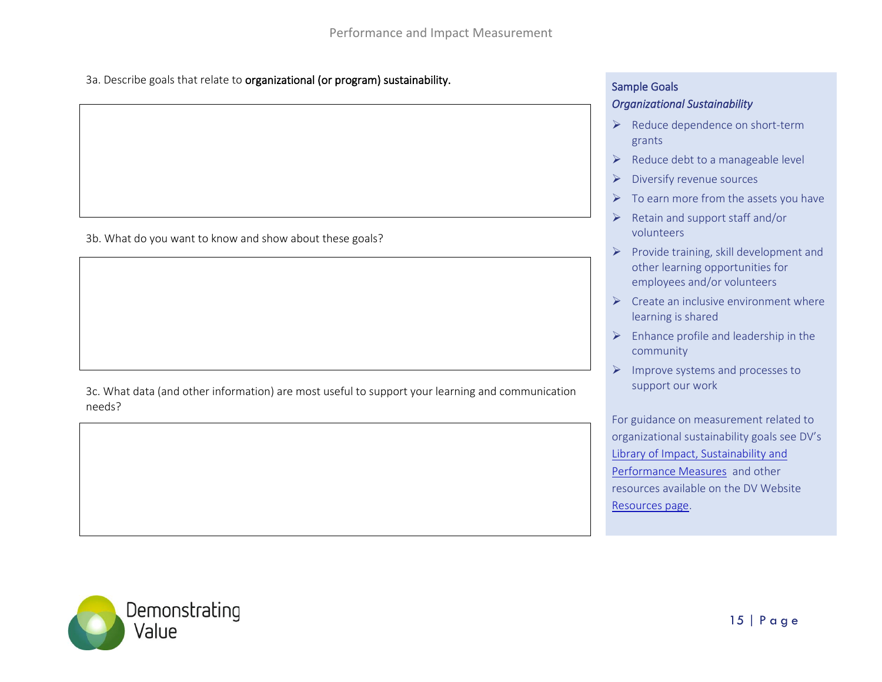3a. Describe goals that relate to **organizational (or program) sustainability.**

3b. What do you want to know and show about these goals?

3c. What data (and other information) are most useful to support your learning and communication needs?

**Sample Goals**

***Organizational Sustainability***

- Reduce dependence on short-term grants
- Reduce debt to a manageable level
- Diversify revenue sources
- To earn more from the assets you have
- Retain and support staff and/or volunteers
- Provide training, skill development and other learning opportunities for employees and/or volunteers
- Create an inclusive environment where learning is shared
- Enhance profile and leadership in the community
- Improve systems and processes to support our work

For guidance on measurement related to organizational sustainability goals see DV's Library of Impact, Sustainability and Performance Measures and other resources available on the DV Website Resources page.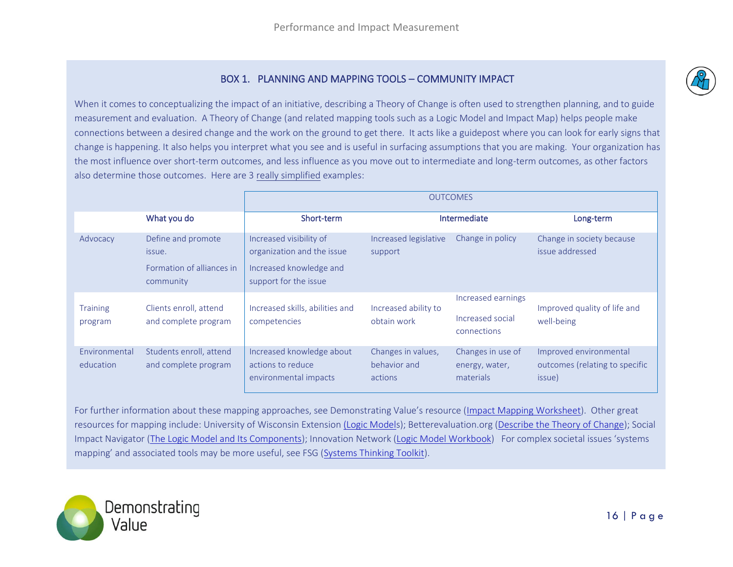### BOX 1. PLANNING AND MAPPING TOOLS – COMMUNITY IMPACT

When it comes to conceptualizing the impact of an initiative, describing a Theory of Change is often used to strengthen planning, and to guide measurement and evaluation. A Theory of Change (and related mapping tools such as a Logic Model and Impact Map) helps people make connections between a desired change and the work on the ground to get there. It acts like a guidepost where you can look for early signs that change is happening. It also helps you interpret what you see and is useful in surfacing assumptions that you are making. Your organization has the most influence over short-term outcomes, and less influence as you move out to intermediate and long-term outcomes, as other factors also determine those outcomes. Here are 3 really simplified examples:

| | | OUTCOMES | | | |
|---|---|---|---|---|---|
| | What you do | Short-term | Intermediate | | Long-term |
| Advocacy | Define and promote issue.<br>Formation of alliances in community | Increased visibility of organization and the issue<br>Increased knowledge and support for the issue | Increased legislative support | Change in policy | Change in society because issue addressed |
| Training program | Clients enroll, attend and complete program | Increased skills, abilities and competencies | Increased ability to obtain work | Increased earnings<br>Increased social connections | Improved quality of life and well-being |
| Environmental education | Students enroll, attend and complete program | Increased knowledge about actions to reduce environmental impacts | Changes in values, behavior and actions | Changes in use of energy, water, materials | Improved environmental outcomes (relating to specific issue) |

For further information about these mapping approaches, see Demonstrating Value's resource (Impact Mapping Worksheet). Other great resources for mapping include: University of Wisconsin Extension (Logic Models); Betterevaluation.org (Describe the Theory of Change); Social Impact Navigator (The Logic Model and Its Components); Innovation Network (Logic Model Workbook) For complex societal issues 'systems mapping' and associated tools may be more useful, see FSG (Systems Thinking Toolkit).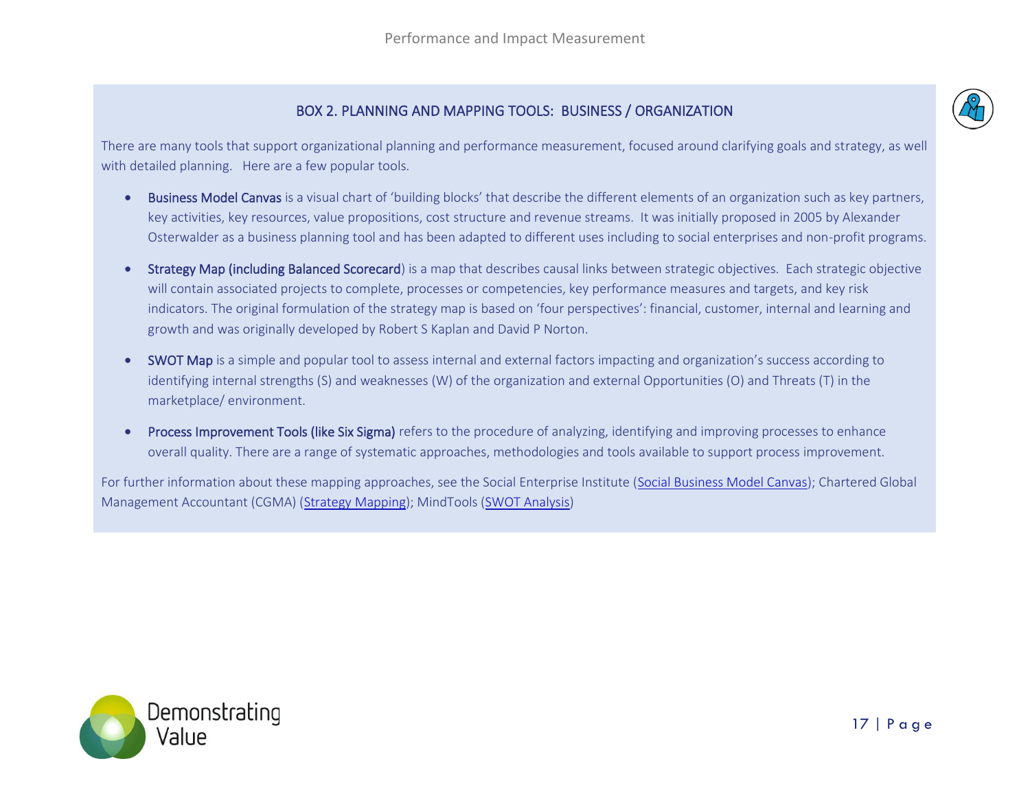## BOX 2. PLANNING AND MAPPING TOOLS: BUSINESS / ORGANIZATION

There are many tools that support organizational planning and performance measurement, focused around clarifying goals and strategy, as well with detailed planning. Here are a few popular tools.

- **Business Model Canvas** is a visual chart of 'building blocks' that describe the different elements of an organization such as key partners, key activities, key resources, value propositions, cost structure and revenue streams. It was initially proposed in 2005 by Alexander Osterwalder as a business planning tool and has been adapted to different uses including to social enterprises and non-profit programs.

- **Strategy Map (including Balanced Scorecard**) is a map that describes causal links between strategic objectives. Each strategic objective will contain associated projects to complete, processes or competencies, key performance measures and targets, and key risk indicators. The original formulation of the strategy map is based on 'four perspectives': financial, customer, internal and learning and growth and was originally developed by Robert S Kaplan and David P Norton.

- **SWOT Map** is a simple and popular tool to assess internal and external factors impacting and organization's success according to identifying internal strengths (S) and weaknesses (W) of the organization and external Opportunities (O) and Threats (T) in the marketplace/ environment.

- **Process Improvement Tools (like Six Sigma)** refers to the procedure of analyzing, identifying and improving processes to enhance overall quality. There are a range of systematic approaches, methodologies and tools available to support process improvement.

For further information about these mapping approaches, see the Social Enterprise Institute (Social Business Model Canvas); Chartered Global Management Accountant (CGMA) (Strategy Mapping); MindTools (SWOT Analysis)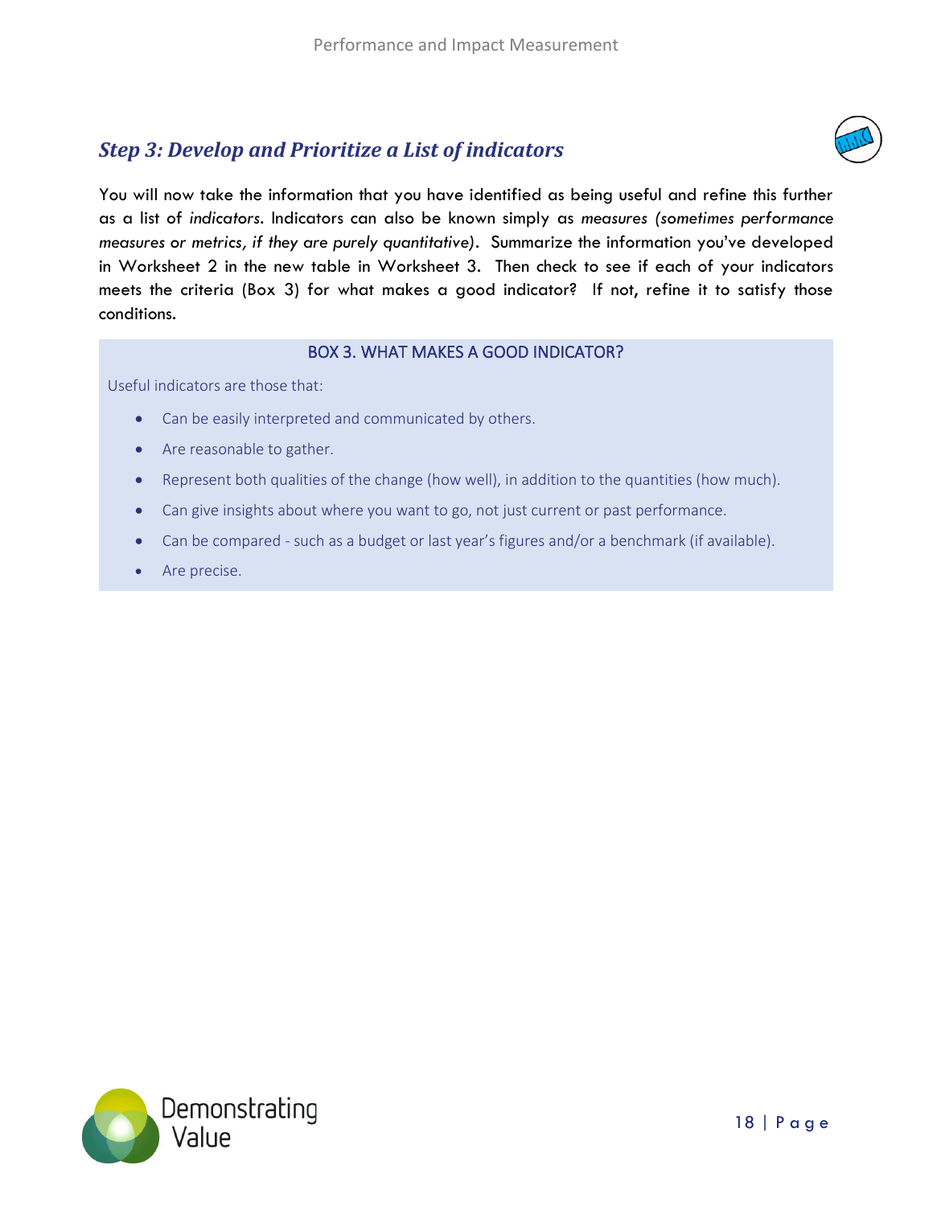## *Step 3: Develop and Prioritize a List of indicators*

You will now take the information that you have identified as being useful and refine this further as a list of *indicators*. Indicators can also be known simply as *measures (sometimes performance measures or metrics, if they are purely quantitative)*. Summarize the information you've developed in Worksheet 2 in the new table in Worksheet 3. Then check to see if each of your indicators meets the criteria (Box 3) for what makes a good indicator? If not, refine it to satisfy those conditions.

### BOX 3. WHAT MAKES A GOOD INDICATOR?

Useful indicators are those that:

- Can be easily interpreted and communicated by others.
- Are reasonable to gather.
- Represent both qualities of the change (how well), in addition to the quantities (how much).
- Can give insights about where you want to go, not just current or past performance.
- Can be compared - such as a budget or last year's figures and/or a benchmark (if available).
- Are precise.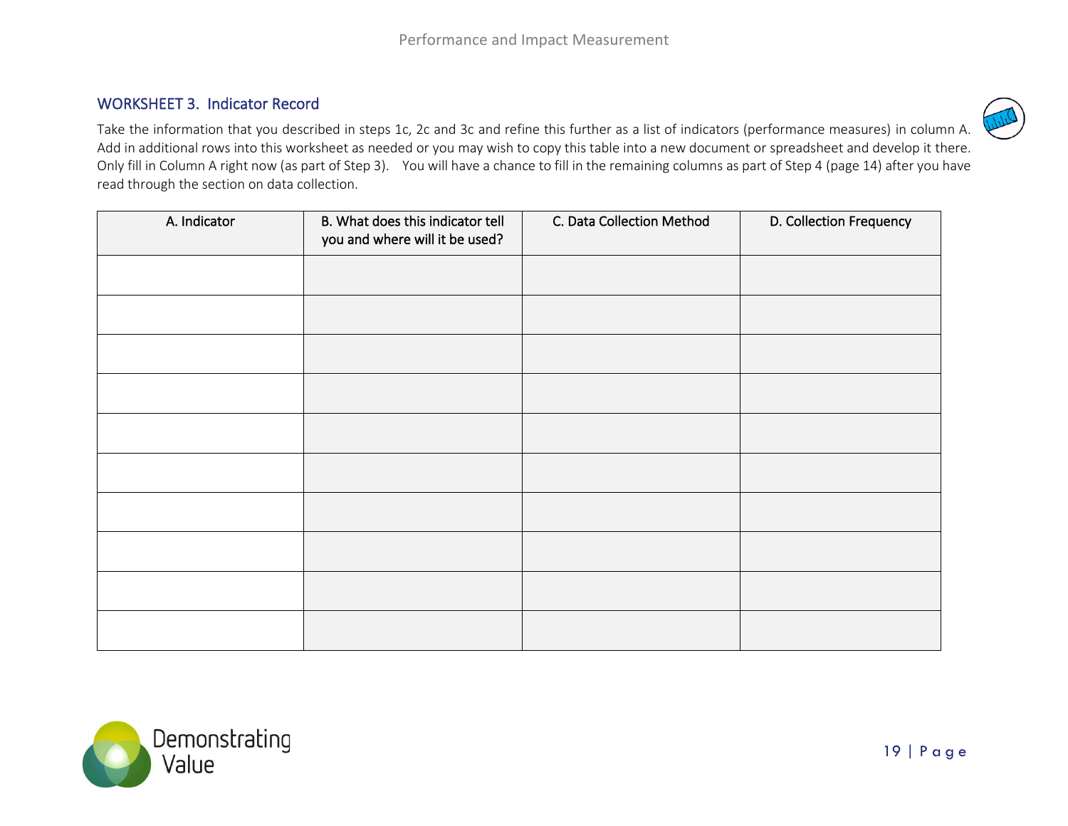## WORKSHEET 3. Indicator Record

Take the information that you described in steps 1c, 2c and 3c and refine this further as a list of indicators (performance measures) in column A. Add in additional rows into this worksheet as needed or you may wish to copy this table into a new document or spreadsheet and develop it there. Only fill in Column A right now (as part of Step 3). You will have a chance to fill in the remaining columns as part of Step 4 (page 14) after you have read through the section on data collection.

| A. Indicator | B. What does this indicator tell you and where will it be used? | C. Data Collection Method | D. Collection Frequency |
|---|---|---|---|
| | | | |
| | | | |
| | | | |
| | | | |
| | | | |
| | | | |
| | | | |
| | | | |
| | | | |
| | | | |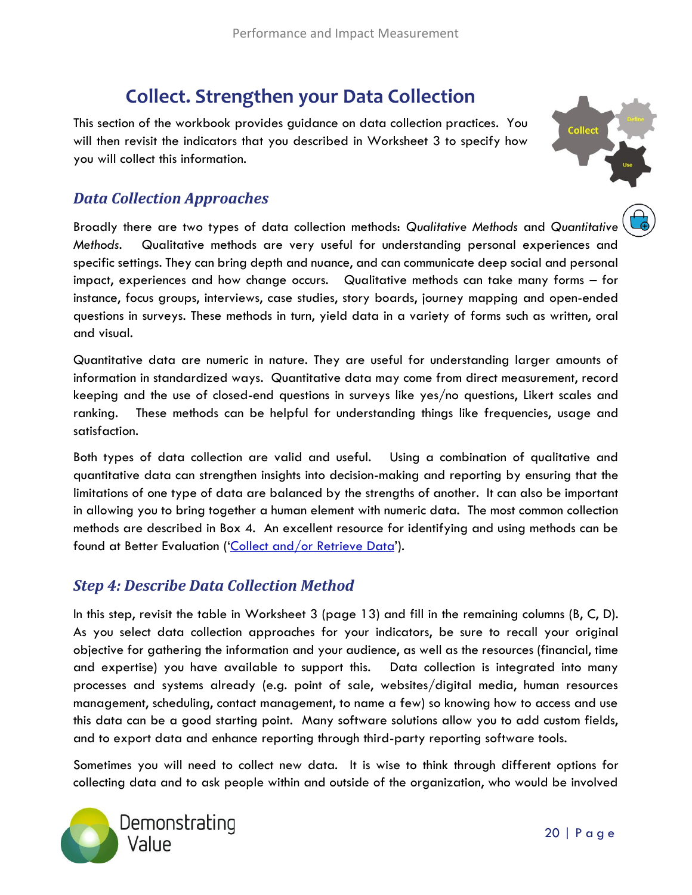# Collect. Strengthen your Data Collection

This section of the workbook provides guidance on data collection practices. You will then revisit the indicators that you described in Worksheet 3 to specify how you will collect this information.

## *Data Collection Approaches*

Broadly there are two types of data collection methods: *Qualitative Methods* and *Quantitative Methods*. Qualitative methods are very useful for understanding personal experiences and specific settings. They can bring depth and nuance, and can communicate deep social and personal impact, experiences and how change occurs. Qualitative methods can take many forms – for instance, focus groups, interviews, case studies, story boards, journey mapping and open-ended questions in surveys. These methods in turn, yield data in a variety of forms such as written, oral and visual.

Quantitative data are numeric in nature. They are useful for understanding larger amounts of information in standardized ways. Quantitative data may come from direct measurement, record keeping and the use of closed-end questions in surveys like yes/no questions, Likert scales and ranking. These methods can be helpful for understanding things like frequencies, usage and satisfaction.

Both types of data collection are valid and useful. Using a combination of qualitative and quantitative data can strengthen insights into decision-making and reporting by ensuring that the limitations of one type of data are balanced by the strengths of another. It can also be important in allowing you to bring together a human element with numeric data. The most common collection methods are described in Box 4. An excellent resource for identifying and using methods can be found at Better Evaluation ('Collect and/or Retrieve Data').

## *Step 4: Describe Data Collection Method*

In this step, revisit the table in Worksheet 3 (page 13) and fill in the remaining columns (B, C, D). As you select data collection approaches for your indicators, be sure to recall your original objective for gathering the information and your audience, as well as the resources (financial, time and expertise) you have available to support this. Data collection is integrated into many processes and systems already (e.g. point of sale, websites/digital media, human resources management, scheduling, contact management, to name a few) so knowing how to access and use this data can be a good starting point. Many software solutions allow you to add custom fields, and to export data and enhance reporting through third-party reporting software tools.

Sometimes you will need to collect new data. It is wise to think through different options for collecting data and to ask people within and outside of the organization, who would be involved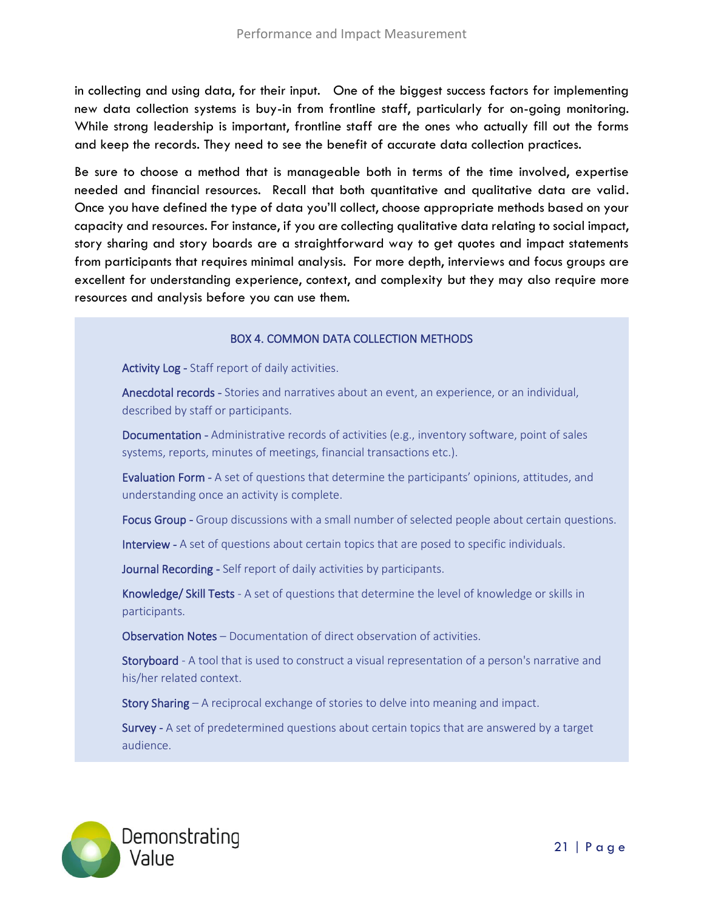in collecting and using data, for their input. One of the biggest success factors for implementing new data collection systems is buy-in from frontline staff, particularly for on-going monitoring. While strong leadership is important, frontline staff are the ones who actually fill out the forms and keep the records. They need to see the benefit of accurate data collection practices.

Be sure to choose a method that is manageable both in terms of the time involved, expertise needed and financial resources. Recall that both quantitative and qualitative data are valid. Once you have defined the type of data you'll collect, choose appropriate methods based on your capacity and resources. For instance, if you are collecting qualitative data relating to social impact, story sharing and story boards are a straightforward way to get quotes and impact statements from participants that requires minimal analysis. For more depth, interviews and focus groups are excellent for understanding experience, context, and complexity but they may also require more resources and analysis before you can use them.

### BOX 4. COMMON DATA COLLECTION METHODS

**Activity Log** - Staff report of daily activities.

**Anecdotal records** - Stories and narratives about an event, an experience, or an individual, described by staff or participants.

**Documentation** - Administrative records of activities (e.g., inventory software, point of sales systems, reports, minutes of meetings, financial transactions etc.).

**Evaluation Form** - A set of questions that determine the participants' opinions, attitudes, and understanding once an activity is complete.

**Focus Group** - Group discussions with a small number of selected people about certain questions.

**Interview** - A set of questions about certain topics that are posed to specific individuals.

**Journal Recording** - Self report of daily activities by participants.

**Knowledge/ Skill Tests** - A set of questions that determine the level of knowledge or skills in participants.

**Observation Notes** – Documentation of direct observation of activities.

**Storyboard** - A tool that is used to construct a visual representation of a person's narrative and his/her related context.

**Story Sharing** – A reciprocal exchange of stories to delve into meaning and impact.

**Survey** - A set of predetermined questions about certain topics that are answered by a target audience.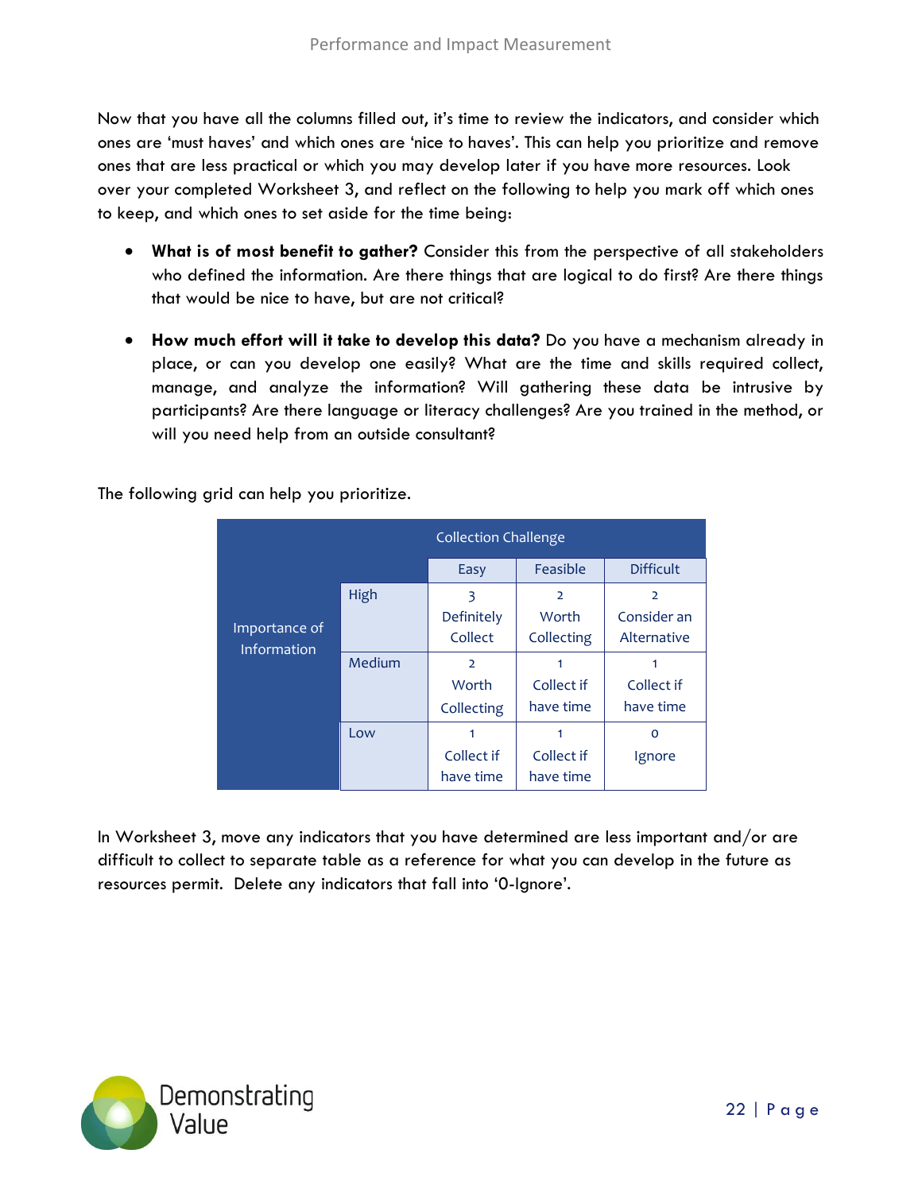Now that you have all the columns filled out, it's time to review the indicators, and consider which ones are 'must haves' and which ones are 'nice to haves'. This can help you prioritize and remove ones that are less practical or which you may develop later if you have more resources. Look over your completed Worksheet 3, and reflect on the following to help you mark off which ones to keep, and which ones to set aside for the time being:

- **What is of most benefit to gather?** Consider this from the perspective of all stakeholders who defined the information. Are there things that are logical to do first? Are there things that would be nice to have, but are not critical?

- **How much effort will it take to develop this data?** Do you have a mechanism already in place, or can you develop one easily? What are the time and skills required collect, manage, and analyze the information? Will gathering these data be intrusive by participants? Are there language or literacy challenges? Are you trained in the method, or will you need help from an outside consultant?

The following grid can help you prioritize.

| | | Collection Challenge | | |
|---|---|---|---|---|
| | | Easy | Feasible | Difficult |
| Importance of Information | High | 3 Definitely Collect | 2 Worth Collecting | 2 Consider an Alternative |
| | Medium | 2 Worth Collecting | 1 Collect if have time | 1 Collect if have time |
| | Low | 1 Collect if have time | 1 Collect if have time | 0 Ignore |

In Worksheet 3, move any indicators that you have determined are less important and/or are difficult to collect to separate table as a reference for what you can develop in the future as resources permit. Delete any indicators that fall into '0-Ignore'.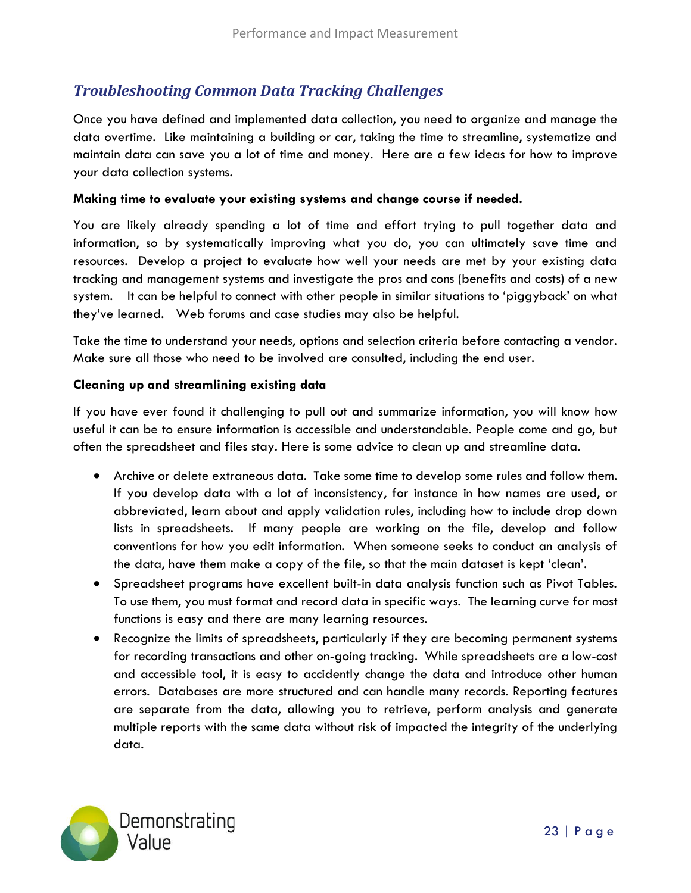## *Troubleshooting Common Data Tracking Challenges*

Once you have defined and implemented data collection, you need to organize and manage the data overtime. Like maintaining a building or car, taking the time to streamline, systematize and maintain data can save you a lot of time and money. Here are a few ideas for how to improve your data collection systems.

**Making time to evaluate your existing systems and change course if needed.**

You are likely already spending a lot of time and effort trying to pull together data and information, so by systematically improving what you do, you can ultimately save time and resources. Develop a project to evaluate how well your needs are met by your existing data tracking and management systems and investigate the pros and cons (benefits and costs) of a new system. It can be helpful to connect with other people in similar situations to 'piggyback' on what they've learned. Web forums and case studies may also be helpful.

Take the time to understand your needs, options and selection criteria before contacting a vendor. Make sure all those who need to be involved are consulted, including the end user.

**Cleaning up and streamlining existing data**

If you have ever found it challenging to pull out and summarize information, you will know how useful it can be to ensure information is accessible and understandable. People come and go, but often the spreadsheet and files stay. Here is some advice to clean up and streamline data.

- Archive or delete extraneous data. Take some time to develop some rules and follow them. If you develop data with a lot of inconsistency, for instance in how names are used, or abbreviated, learn about and apply validation rules, including how to include drop down lists in spreadsheets. If many people are working on the file, develop and follow conventions for how you edit information. When someone seeks to conduct an analysis of the data, have them make a copy of the file, so that the main dataset is kept 'clean'.
- Spreadsheet programs have excellent built-in data analysis function such as Pivot Tables. To use them, you must format and record data in specific ways. The learning curve for most functions is easy and there are many learning resources.
- Recognize the limits of spreadsheets, particularly if they are becoming permanent systems for recording transactions and other on-going tracking. While spreadsheets are a low-cost and accessible tool, it is easy to accidently change the data and introduce other human errors. Databases are more structured and can handle many records. Reporting features are separate from the data, allowing you to retrieve, perform analysis and generate multiple reports with the same data without risk of impacted the integrity of the underlying data.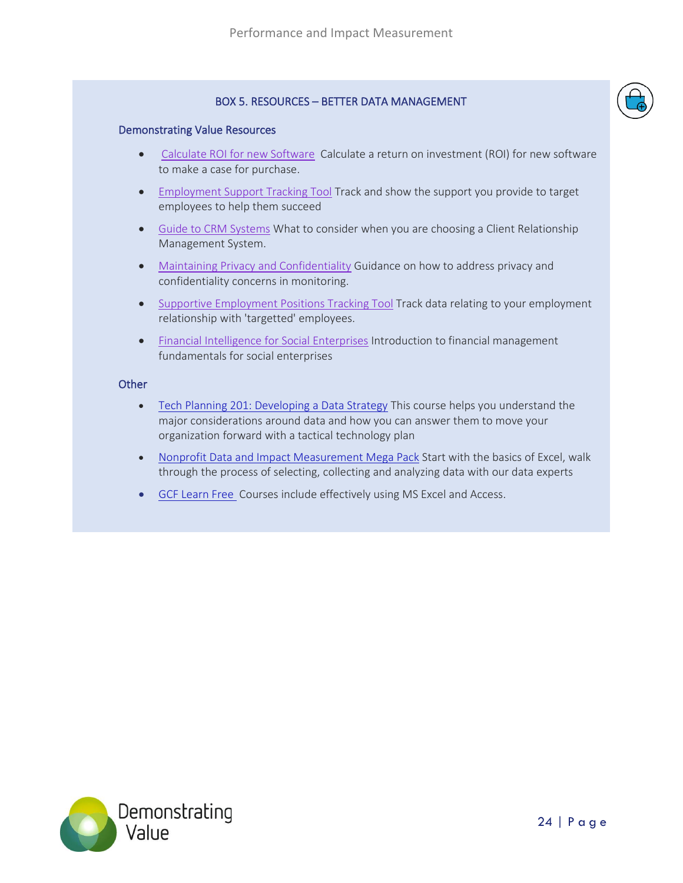### BOX 5. RESOURCES – BETTER DATA MANAGEMENT

#### Demonstrating Value Resources

- Calculate ROI for new Software Calculate a return on investment (ROI) for new software to make a case for purchase.
- Employment Support Tracking Tool Track and show the support you provide to target employees to help them succeed
- Guide to CRM Systems What to consider when you are choosing a Client Relationship Management System.
- Maintaining Privacy and Confidentiality Guidance on how to address privacy and confidentiality concerns in monitoring.
- Supportive Employment Positions Tracking Tool Track data relating to your employment relationship with 'targetted' employees.
- Financial Intelligence for Social Enterprises Introduction to financial management fundamentals for social enterprises

#### Other

- Tech Planning 201: Developing a Data Strategy This course helps you understand the major considerations around data and how you can answer them to move your organization forward with a tactical technology plan
- Nonprofit Data and Impact Measurement Mega Pack Start with the basics of Excel, walk through the process of selecting, collecting and analyzing data with our data experts
- GCF Learn Free Courses include effectively using MS Excel and Access.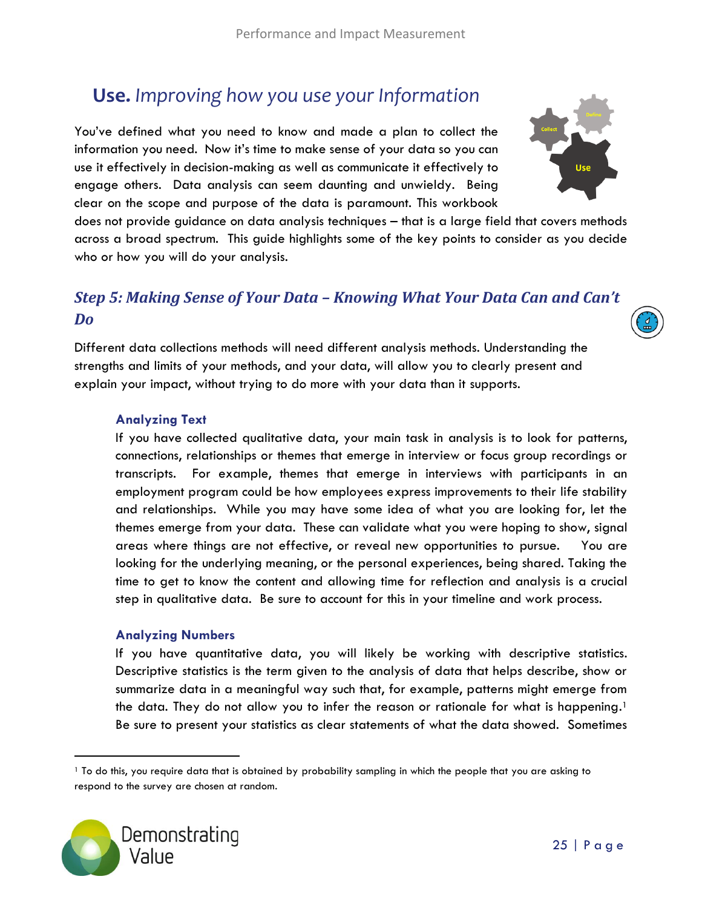## **Use.** *Improving how you use your Information*

You've defined what you need to know and made a plan to collect the information you need. Now it's time to make sense of your data so you can use it effectively in decision-making as well as communicate it effectively to engage others. Data analysis can seem daunting and unwieldy. Being clear on the scope and purpose of the data is paramount. This workbook does not provide guidance on data analysis techniques – that is a large field that covers methods across a broad spectrum. This guide highlights some of the key points to consider as you decide who or how you will do your analysis.

### *Step 5: Making Sense of Your Data – Knowing What Your Data Can and Can't Do*

Different data collections methods will need different analysis methods. Understanding the strengths and limits of your methods, and your data, will allow you to clearly present and explain your impact, without trying to do more with your data than it supports.

#### Analyzing Text

If you have collected qualitative data, your main task in analysis is to look for patterns, connections, relationships or themes that emerge in interview or focus group recordings or transcripts. For example, themes that emerge in interviews with participants in an employment program could be how employees express improvements to their life stability and relationships. While you may have some idea of what you are looking for, let the themes emerge from your data. These can validate what you were hoping to show, signal areas where things are not effective, or reveal new opportunities to pursue. You are looking for the underlying meaning, or the personal experiences, being shared. Taking the time to get to know the content and allowing time for reflection and analysis is a crucial step in qualitative data. Be sure to account for this in your timeline and work process.

#### Analyzing Numbers

If you have quantitative data, you will likely be working with descriptive statistics. Descriptive statistics is the term given to the analysis of data that helps describe, show or summarize data in a meaningful way such that, for example, patterns might emerge from the data. They do not allow you to infer the reason or rationale for what is happening.[1] Be sure to present your statistics as clear statements of what the data showed. Sometimes

[1] To do this, you require data that is obtained by probability sampling in which the people that you are asking to respond to the survey are chosen at random.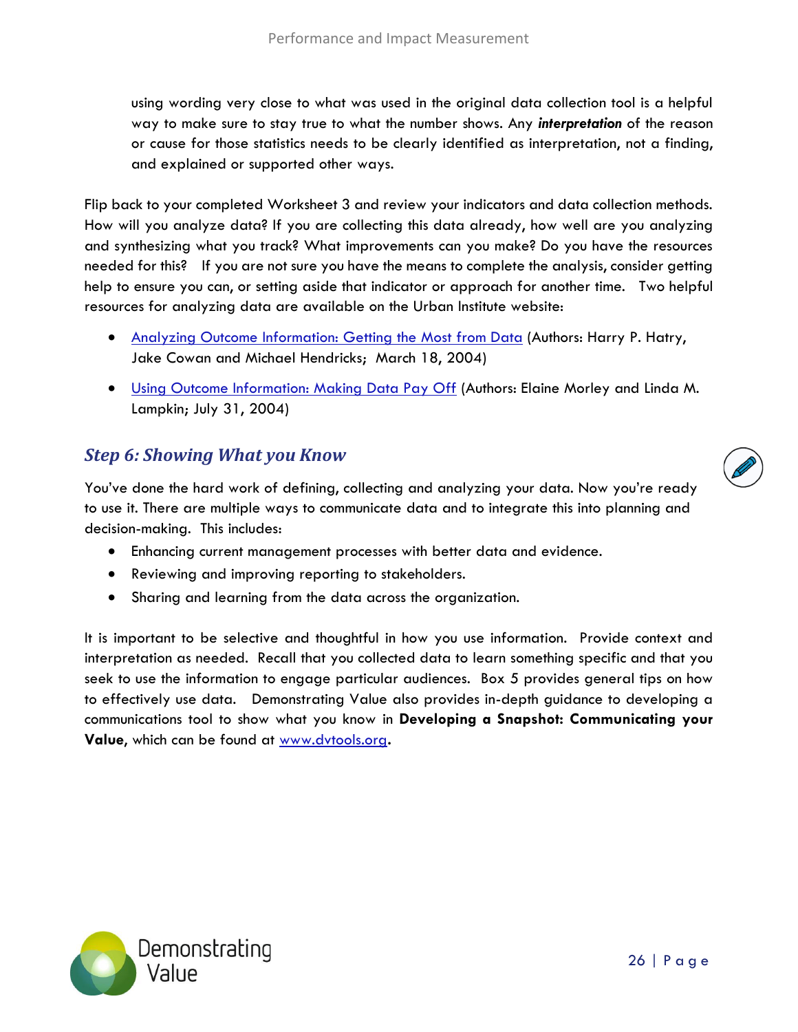using wording very close to what was used in the original data collection tool is a helpful way to make sure to stay true to what the number shows. Any ***interpretation*** of the reason or cause for those statistics needs to be clearly identified as interpretation, not a finding, and explained or supported other ways.

Flip back to your completed Worksheet 3 and review your indicators and data collection methods. How will you analyze data? If you are collecting this data already, how well are you analyzing and synthesizing what you track? What improvements can you make? Do you have the resources needed for this? If you are not sure you have the means to complete the analysis, consider getting help to ensure you can, or setting aside that indicator or approach for another time. Two helpful resources for analyzing data are available on the Urban Institute website:

- Analyzing Outcome Information: Getting the Most from Data (Authors: Harry P. Hatry, Jake Cowan and Michael Hendricks; March 18, 2004)
- Using Outcome Information: Making Data Pay Off (Authors: Elaine Morley and Linda M. Lampkin; July 31, 2004)

## *Step 6: Showing What you Know*

You've done the hard work of defining, collecting and analyzing your data. Now you're ready to use it. There are multiple ways to communicate data and to integrate this into planning and decision-making. This includes:

- Enhancing current management processes with better data and evidence.
- Reviewing and improving reporting to stakeholders.
- Sharing and learning from the data across the organization.

It is important to be selective and thoughtful in how you use information. Provide context and interpretation as needed. Recall that you collected data to learn something specific and that you seek to use the information to engage particular audiences. Box 5 provides general tips on how to effectively use data. Demonstrating Value also provides in-depth guidance to developing a communications tool to show what you know in **Developing a Snapshot: Communicating your Value**, which can be found at www.dvtools.org.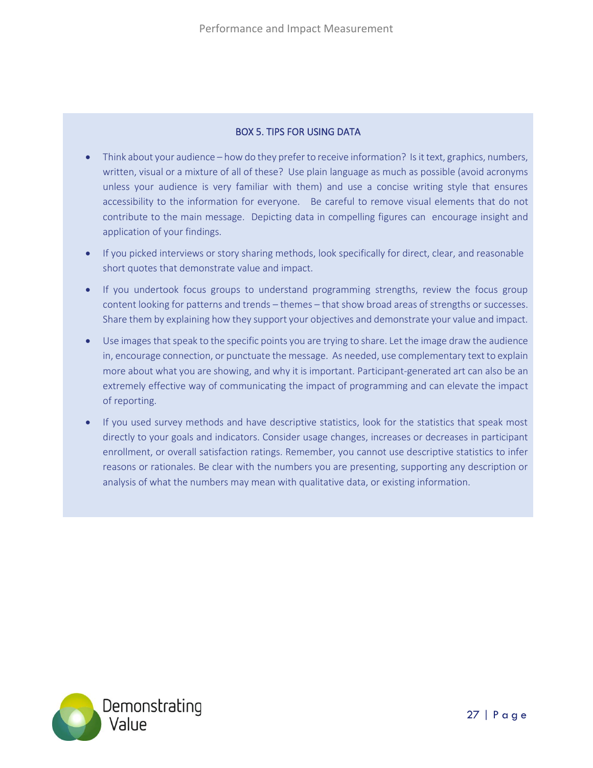### BOX 5. TIPS FOR USING DATA

- Think about your audience – how do they prefer to receive information? Is it text, graphics, numbers, written, visual or a mixture of all of these? Use plain language as much as possible (avoid acronyms unless your audience is very familiar with them) and use a concise writing style that ensures accessibility to the information for everyone. Be careful to remove visual elements that do not contribute to the main message. Depicting data in compelling figures can encourage insight and application of your findings.
- If you picked interviews or story sharing methods, look specifically for direct, clear, and reasonable short quotes that demonstrate value and impact.
- If you undertook focus groups to understand programming strengths, review the focus group content looking for patterns and trends – themes – that show broad areas of strengths or successes. Share them by explaining how they support your objectives and demonstrate your value and impact.
- Use images that speak to the specific points you are trying to share. Let the image draw the audience in, encourage connection, or punctuate the message. As needed, use complementary text to explain more about what you are showing, and why it is important. Participant-generated art can also be an extremely effective way of communicating the impact of programming and can elevate the impact of reporting.
- If you used survey methods and have descriptive statistics, look for the statistics that speak most directly to your goals and indicators. Consider usage changes, increases or decreases in participant enrollment, or overall satisfaction ratings. Remember, you cannot use descriptive statistics to infer reasons or rationales. Be clear with the numbers you are presenting, supporting any description or analysis of what the numbers may mean with qualitative data, or existing information.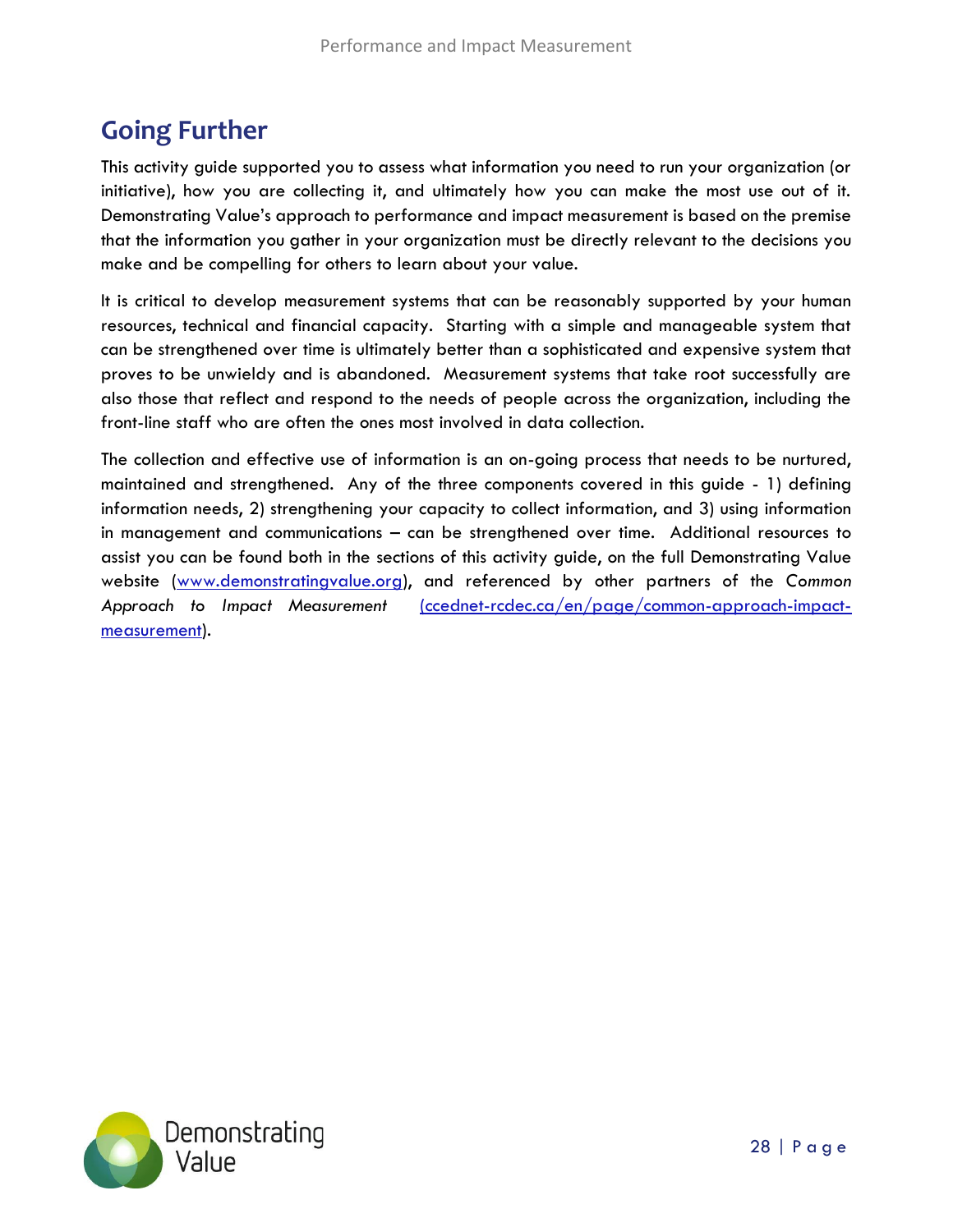## Going Further

This activity guide supported you to assess what information you need to run your organization (or initiative), how you are collecting it, and ultimately how you can make the most use out of it. Demonstrating Value's approach to performance and impact measurement is based on the premise that the information you gather in your organization must be directly relevant to the decisions you make and be compelling for others to learn about your value.

It is critical to develop measurement systems that can be reasonably supported by your human resources, technical and financial capacity. Starting with a simple and manageable system that can be strengthened over time is ultimately better than a sophisticated and expensive system that proves to be unwieldy and is abandoned. Measurement systems that take root successfully are also those that reflect and respond to the needs of people across the organization, including the front-line staff who are often the ones most involved in data collection.

The collection and effective use of information is an on-going process that needs to be nurtured, maintained and strengthened. Any of the three components covered in this guide - 1) defining information needs, 2) strengthening your capacity to collect information, and 3) using information in management and communications – can be strengthened over time. Additional resources to assist you can be found both in the sections of this activity guide, on the full Demonstrating Value website (www.demonstratingvalue.org), and referenced by other partners of the *Common Approach to Impact Measurement* (ccednet-rcdec.ca/en/page/common-approach-impact-measurement).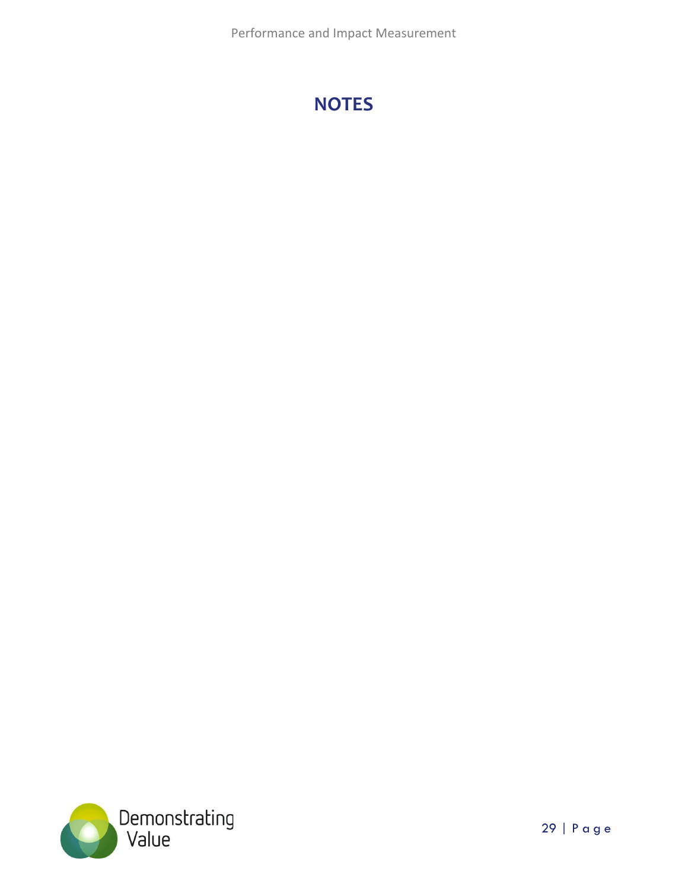## NOTES